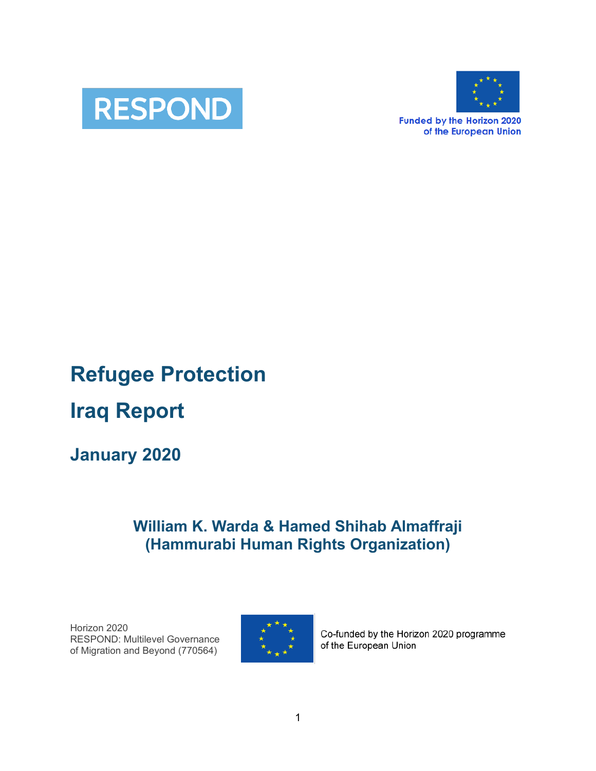RESPOND

Funded by the Horizon 2020 of the European Union

# Refugee Protection

# Iraq Report

## January 2020

**William K. Warda & Hamed Shihab Almaffraji**
**(Hammurabi Human Rights Organization)**

Horizon 2020
RESPOND: Multilevel Governance of Migration and Beyond (770564)

Co-funded by the Horizon 2020 programme of the European Union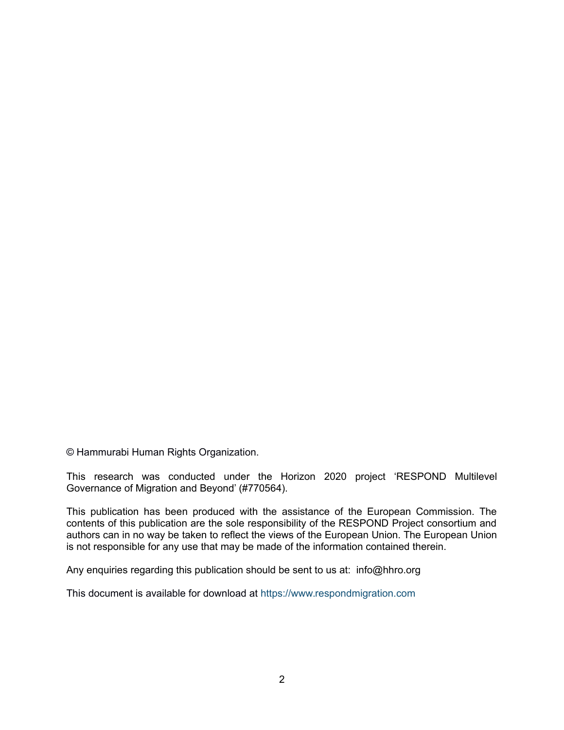© Hammurabi Human Rights Organization.

This research was conducted under the Horizon 2020 project 'RESPOND Multilevel Governance of Migration and Beyond' (#770564).

This publication has been produced with the assistance of the European Commission. The contents of this publication are the sole responsibility of the RESPOND Project consortium and authors can in no way be taken to reflect the views of the European Union. The European Union is not responsible for any use that may be made of the information contained therein.

Any enquiries regarding this publication should be sent to us at: info@hhro.org

This document is available for download at https://www.respondmigration.com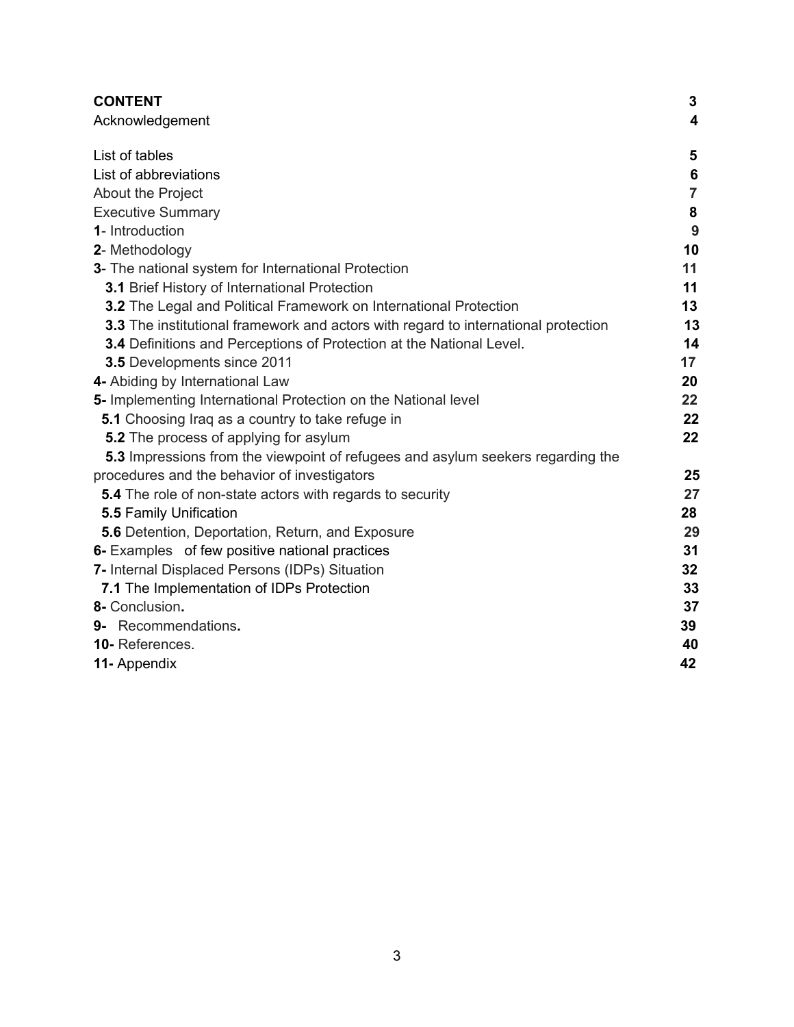# CONTENT

| | |
|---|---|
| **CONTENT** | **3** |
| Acknowledgement | **4** |
| List of tables | **5** |
| List of abbreviations | **6** |
| About the Project | **7** |
| Executive Summary | **8** |
| **1**- Introduction | **9** |
| **2**- Methodology | **10** |
| **3**- The national system for International Protection | **11** |
| **3.1** Brief History of International Protection | **11** |
| **3.2** The Legal and Political Framework on International Protection | **13** |
| **3.3** The institutional framework and actors with regard to international protection | **13** |
| **3.4** Definitions and Perceptions of Protection at the National Level. | **14** |
| **3.5** Developments since 2011 | **17** |
| **4-** Abiding by International Law | **20** |
| **5-** Implementing International Protection on the National level | **22** |
| **5.1** Choosing Iraq as a country to take refuge in | **22** |
| **5.2** The process of applying for asylum | **22** |
| **5.3** Impressions from the viewpoint of refugees and asylum seekers regarding the procedures and the behavior of investigators | **25** |
| **5.4** The role of non-state actors with regards to security | **27** |
| **5.5** Family Unification | **28** |
| **5.6** Detention, Deportation, Return, and Exposure | **29** |
| **6-** Examples of few positive national practices | **31** |
| **7-** Internal Displaced Persons (IDPs) Situation | **32** |
| **7.1** The Implementation of IDPs Protection | **33** |
| **8-** Conclusion**.** | **37** |
| **9-** Recommendations**.** | **39** |
| **10-** References. | **40** |
| **11-** Appendix | **42** |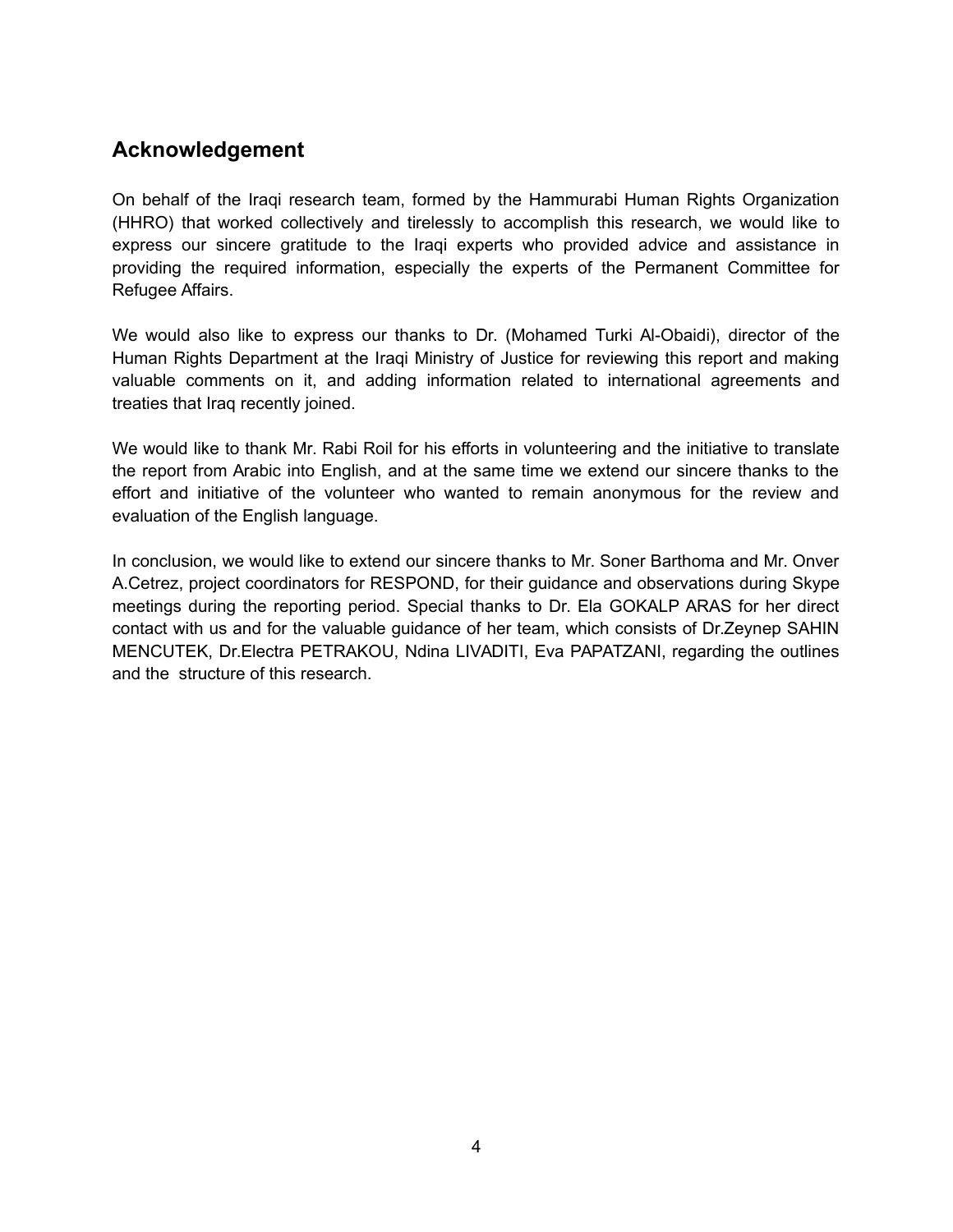## Acknowledgement

On behalf of the Iraqi research team, formed by the Hammurabi Human Rights Organization (HHRO) that worked collectively and tirelessly to accomplish this research, we would like to express our sincere gratitude to the Iraqi experts who provided advice and assistance in providing the required information, especially the experts of the Permanent Committee for Refugee Affairs.

We would also like to express our thanks to Dr. (Mohamed Turki Al-Obaidi), director of the Human Rights Department at the Iraqi Ministry of Justice for reviewing this report and making valuable comments on it, and adding information related to international agreements and treaties that Iraq recently joined.

We would like to thank Mr. Rabi Roil for his efforts in volunteering and the initiative to translate the report from Arabic into English, and at the same time we extend our sincere thanks to the effort and initiative of the volunteer who wanted to remain anonymous for the review and evaluation of the English language.

In conclusion, we would like to extend our sincere thanks to Mr. Soner Barthoma and Mr. Onver A.Cetrez, project coordinators for RESPOND, for their guidance and observations during Skype meetings during the reporting period. Special thanks to Dr. Ela GOKALP ARAS for her direct contact with us and for the valuable guidance of her team, which consists of Dr.Zeynep SAHIN MENCUTEK, Dr.Electra PETRAKOU, Ndina LIVADITI, Eva PAPATZANI, regarding the outlines and the structure of this research.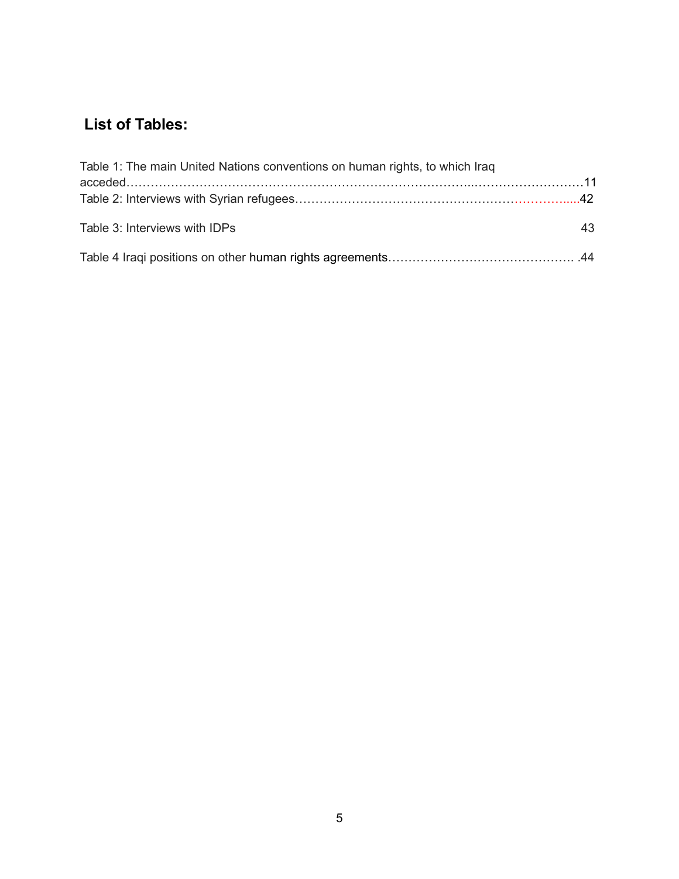## List of Tables:

Table 1: The main United Nations conventions on human rights, to which Iraq acceded……………………………………………………………………………..……………………….…11

Table 2: Interviews with Syrian refugees…………………………………………………………….....42

Table 3: Interviews with IDPs 43

Table 4 Iraqi positions on other human rights agreements………………………………………. .44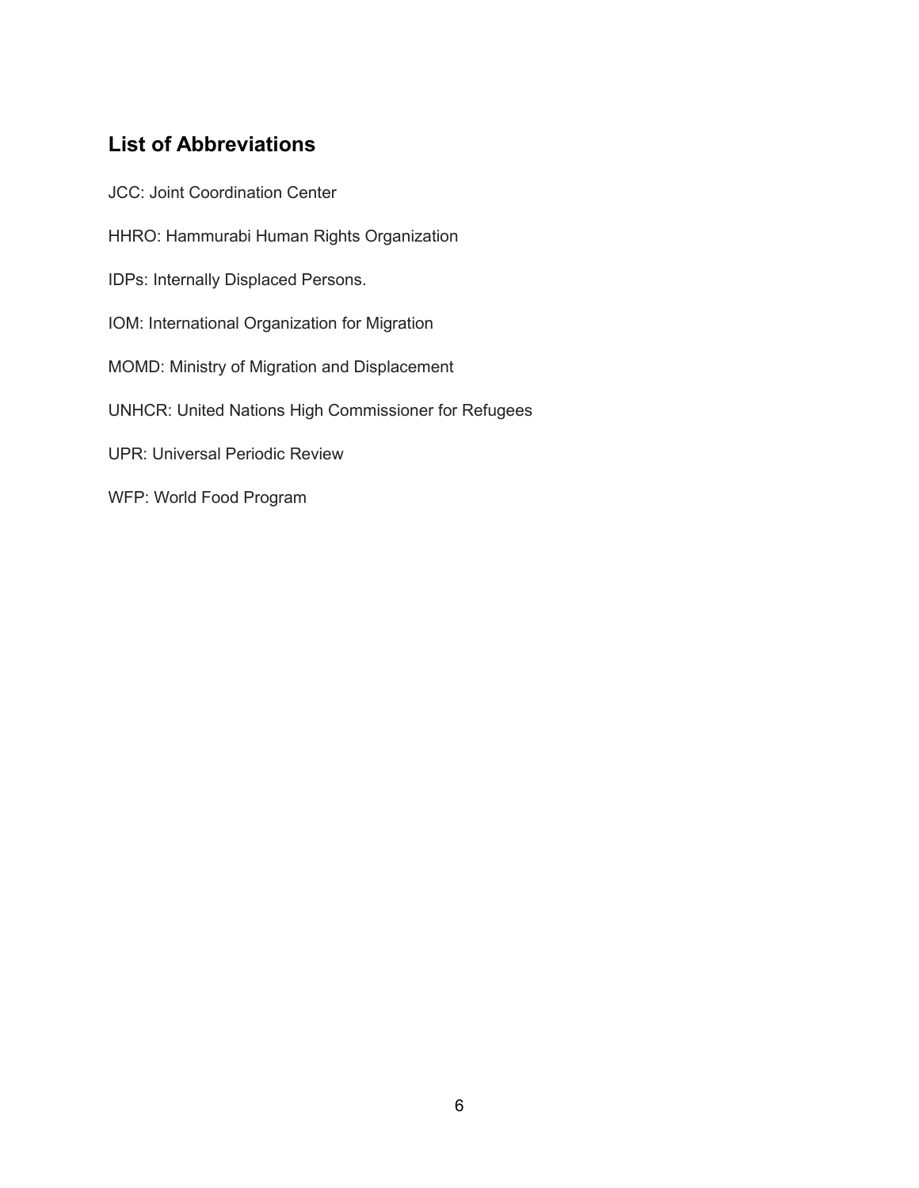## List of Abbreviations

JCC: Joint Coordination Center

HHRO: Hammurabi Human Rights Organization

IDPs: Internally Displaced Persons.

IOM: International Organization for Migration

MOMD: Ministry of Migration and Displacement

UNHCR: United Nations High Commissioner for Refugees

UPR: Universal Periodic Review

WFP: World Food Program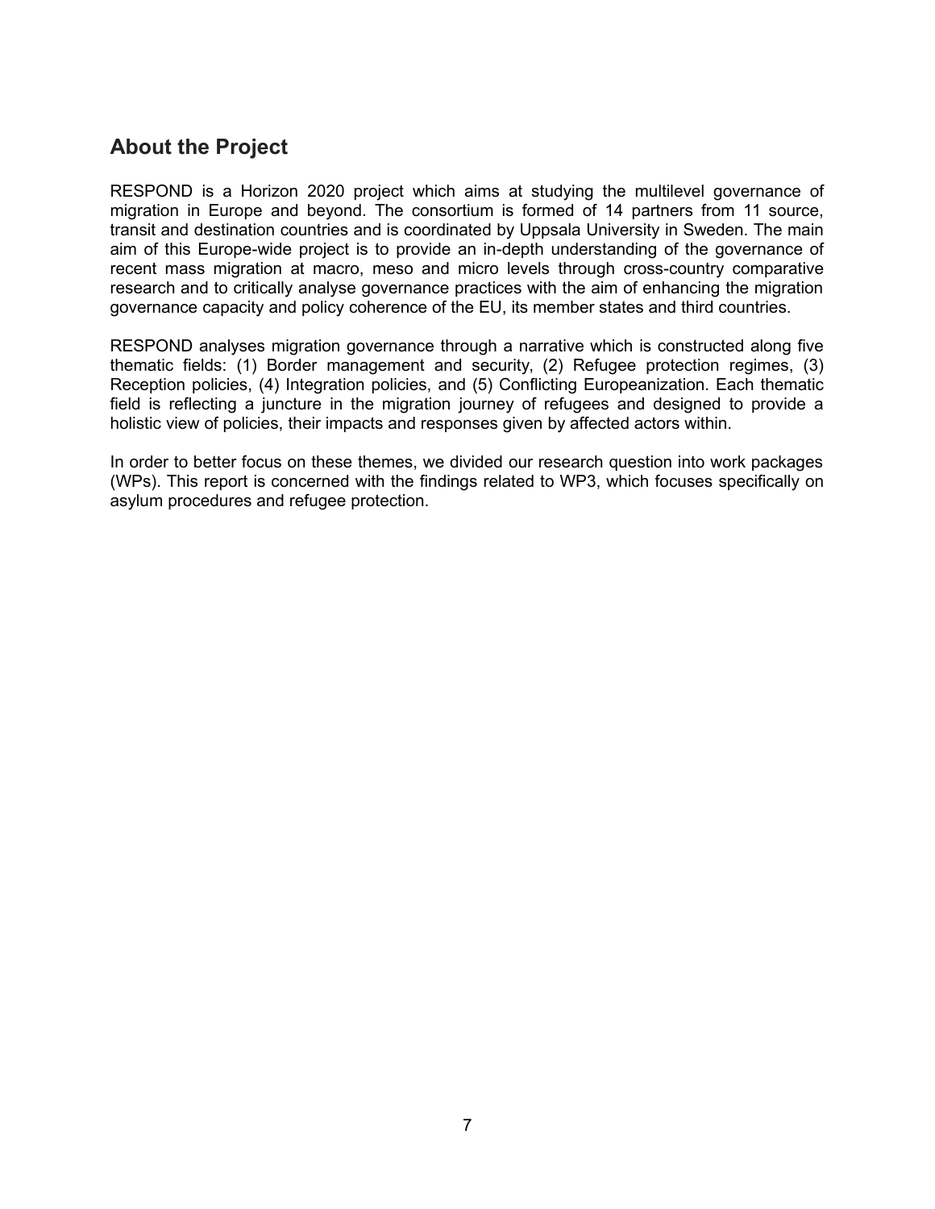## About the Project

RESPOND is a Horizon 2020 project which aims at studying the multilevel governance of migration in Europe and beyond. The consortium is formed of 14 partners from 11 source, transit and destination countries and is coordinated by Uppsala University in Sweden. The main aim of this Europe-wide project is to provide an in-depth understanding of the governance of recent mass migration at macro, meso and micro levels through cross-country comparative research and to critically analyse governance practices with the aim of enhancing the migration governance capacity and policy coherence of the EU, its member states and third countries.

RESPOND analyses migration governance through a narrative which is constructed along five thematic fields: (1) Border management and security, (2) Refugee protection regimes, (3) Reception policies, (4) Integration policies, and (5) Conflicting Europeanization. Each thematic field is reflecting a juncture in the migration journey of refugees and designed to provide a holistic view of policies, their impacts and responses given by affected actors within.

In order to better focus on these themes, we divided our research question into work packages (WPs). This report is concerned with the findings related to WP3, which focuses specifically on asylum procedures and refugee protection.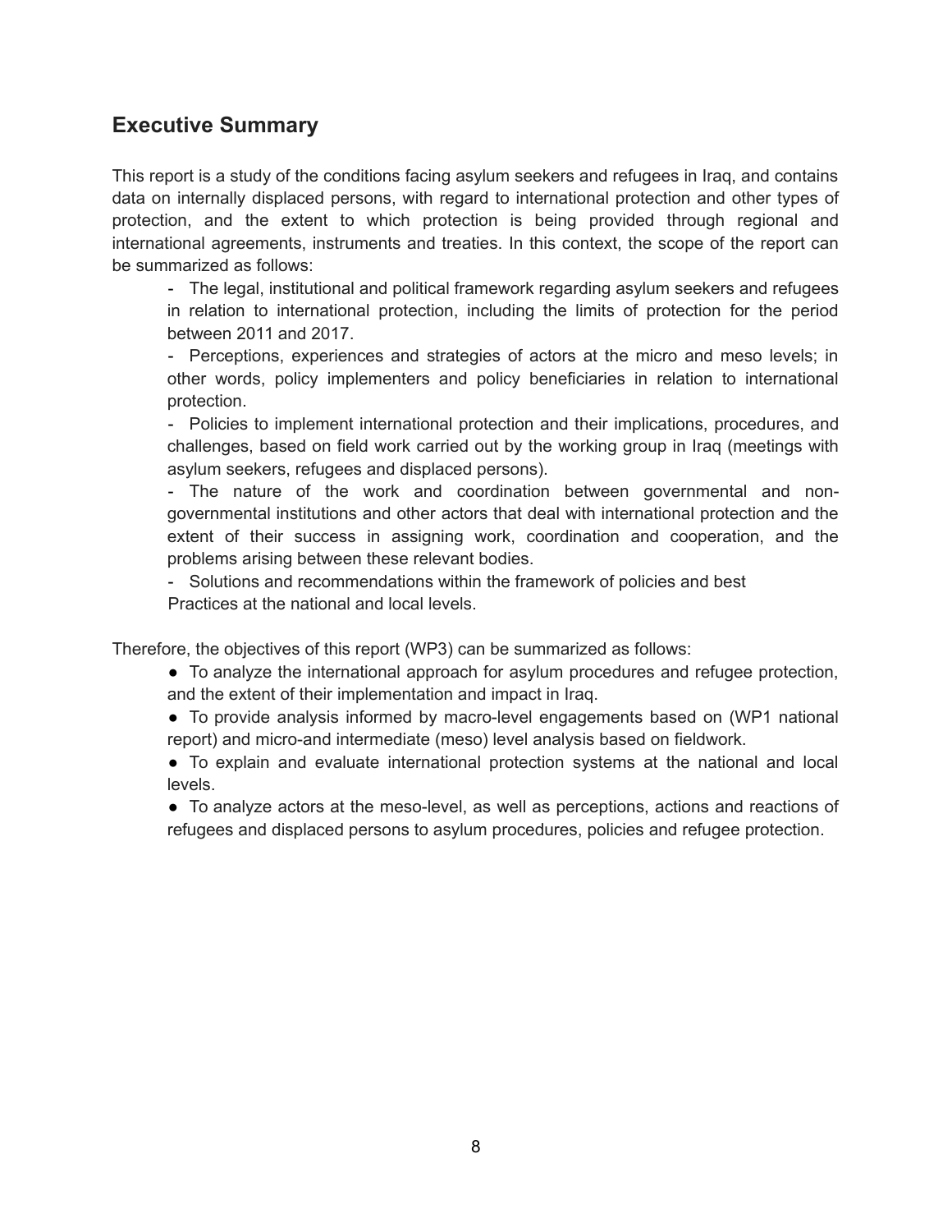## Executive Summary

This report is a study of the conditions facing asylum seekers and refugees in Iraq, and contains data on internally displaced persons, with regard to international protection and other types of protection, and the extent to which protection is being provided through regional and international agreements, instruments and treaties. In this context, the scope of the report can be summarized as follows:

- The legal, institutional and political framework regarding asylum seekers and refugees in relation to international protection, including the limits of protection for the period between 2011 and 2017.
- Perceptions, experiences and strategies of actors at the micro and meso levels; in other words, policy implementers and policy beneficiaries in relation to international protection.
- Policies to implement international protection and their implications, procedures, and challenges, based on field work carried out by the working group in Iraq (meetings with asylum seekers, refugees and displaced persons).
- The nature of the work and coordination between governmental and non-governmental institutions and other actors that deal with international protection and the extent of their success in assigning work, coordination and cooperation, and the problems arising between these relevant bodies.
- Solutions and recommendations within the framework of policies and best Practices at the national and local levels.

Therefore, the objectives of this report (WP3) can be summarized as follows:

- To analyze the international approach for asylum procedures and refugee protection, and the extent of their implementation and impact in Iraq.
- To provide analysis informed by macro-level engagements based on (WP1 national report) and micro-and intermediate (meso) level analysis based on fieldwork.
- To explain and evaluate international protection systems at the national and local levels.
- To analyze actors at the meso-level, as well as perceptions, actions and reactions of refugees and displaced persons to asylum procedures, policies and refugee protection.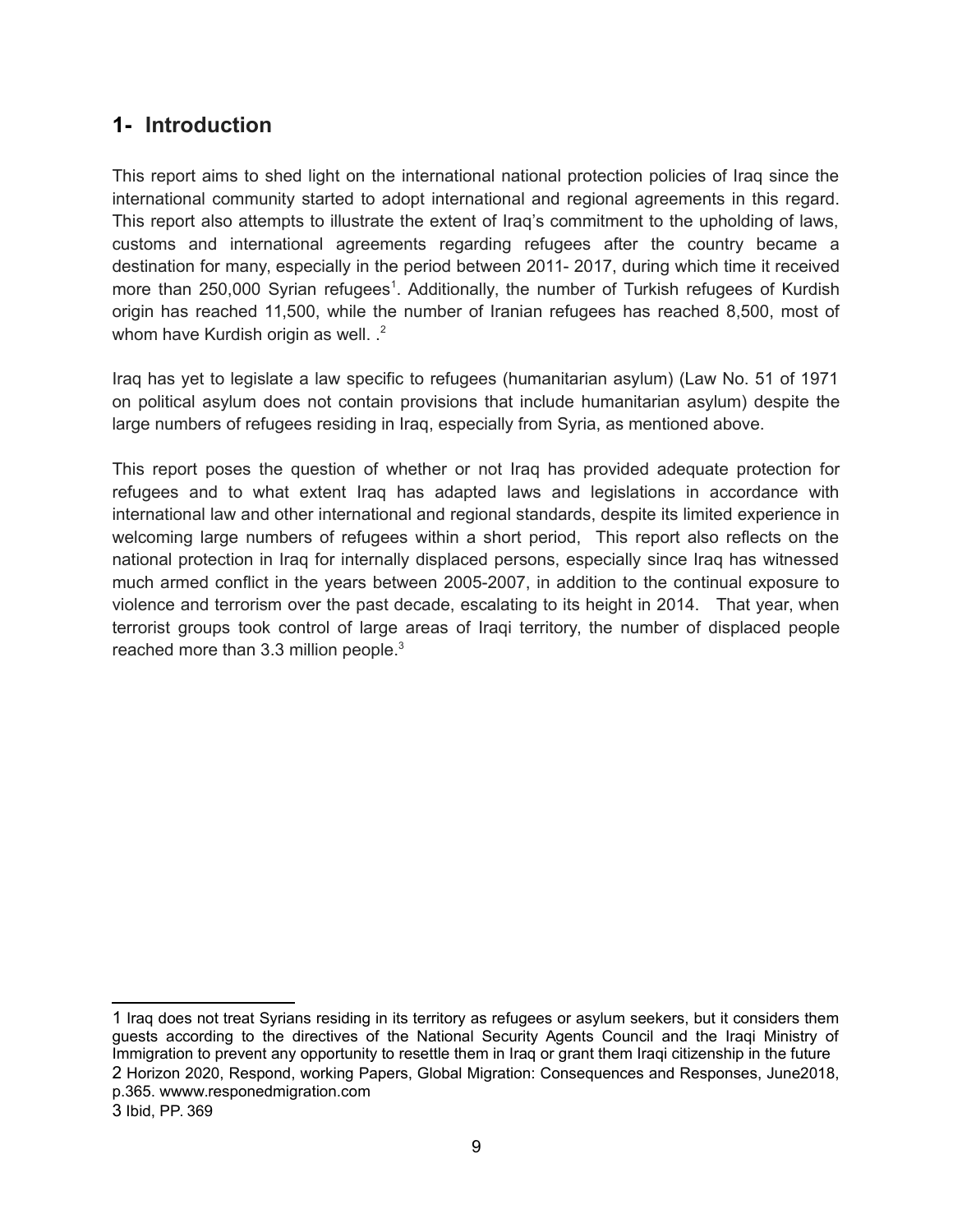## 1- Introduction

This report aims to shed light on the international national protection policies of Iraq since the international community started to adopt international and regional agreements in this regard. This report also attempts to illustrate the extent of Iraq's commitment to the upholding of laws, customs and international agreements regarding refugees after the country became a destination for many, especially in the period between 2011- 2017, during which time it received more than 250,000 Syrian refugees[1]. Additionally, the number of Turkish refugees of Kurdish origin has reached 11,500, while the number of Iranian refugees has reached 8,500, most of whom have Kurdish origin as well. .[2]

Iraq has yet to legislate a law specific to refugees (humanitarian asylum) (Law No. 51 of 1971 on political asylum does not contain provisions that include humanitarian asylum) despite the large numbers of refugees residing in Iraq, especially from Syria, as mentioned above.

This report poses the question of whether or not Iraq has provided adequate protection for refugees and to what extent Iraq has adapted laws and legislations in accordance with international law and other international and regional standards, despite its limited experience in welcoming large numbers of refugees within a short period, This report also reflects on the national protection in Iraq for internally displaced persons, especially since Iraq has witnessed much armed conflict in the years between 2005-2007, in addition to the continual exposure to violence and terrorism over the past decade, escalating to its height in 2014. That year, when terrorist groups took control of large areas of Iraqi territory, the number of displaced people reached more than 3.3 million people.[3]

---

1 Iraq does not treat Syrians residing in its territory as refugees or asylum seekers, but it considers them guests according to the directives of the National Security Agents Council and the Iraqi Ministry of Immigration to prevent any opportunity to resettle them in Iraq or grant them Iraqi citizenship in the future

2 Horizon 2020, Respond, working Papers, Global Migration: Consequences and Responses, June2018, p.365. wwww.responedmigration.com

3 Ibid, PP. 369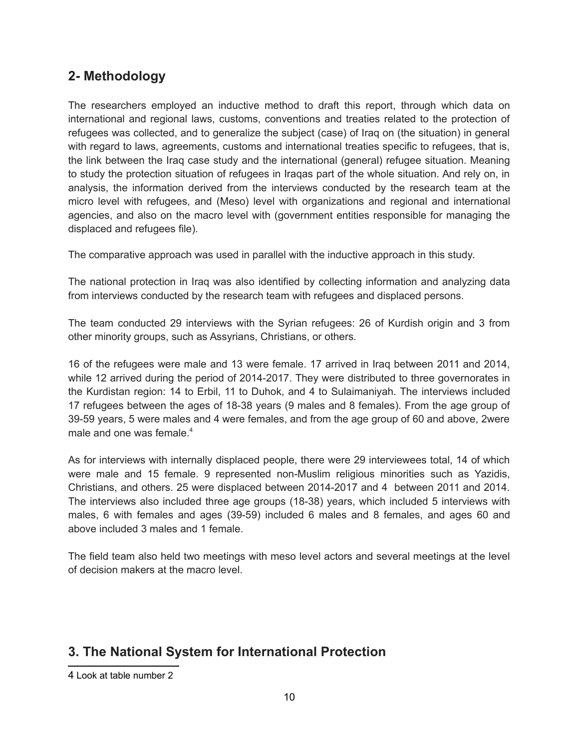## 2- Methodology

The researchers employed an inductive method to draft this report, through which data on international and regional laws, customs, conventions and treaties related to the protection of refugees was collected, and to generalize the subject (case) of Iraq on (the situation) in general with regard to laws, agreements, customs and international treaties specific to refugees, that is, the link between the Iraq case study and the international (general) refugee situation. Meaning to study the protection situation of refugees in Iraqas part of the whole situation. And rely on, in analysis, the information derived from the interviews conducted by the research team at the micro level with refugees, and (Meso) level with organizations and regional and international agencies, and also on the macro level with (government entities responsible for managing the displaced and refugees file).

The comparative approach was used in parallel with the inductive approach in this study.

The national protection in Iraq was also identified by collecting information and analyzing data from interviews conducted by the research team with refugees and displaced persons.

The team conducted 29 interviews with the Syrian refugees: 26 of Kurdish origin and 3 from other minority groups, such as Assyrians, Christians, or others.

16 of the refugees were male and 13 were female. 17 arrived in Iraq between 2011 and 2014, while 12 arrived during the period of 2014-2017. They were distributed to three governorates in the Kurdistan region: 14 to Erbil, 11 to Duhok, and 4 to Sulaimaniyah. The interviews included 17 refugees between the ages of 18-38 years (9 males and 8 females). From the age group of 39-59 years, 5 were males and 4 were females, and from the age group of 60 and above, 2were male and one was female.[4]

As for interviews with internally displaced people, there were 29 interviewees total, 14 of which were male and 15 female. 9 represented non-Muslim religious minorities such as Yazidis, Christians, and others. 25 were displaced between 2014-2017 and 4 between 2011 and 2014. The interviews also included three age groups (18-38) years, which included 5 interviews with males, 6 with females and ages (39-59) included 6 males and 8 females, and ages 60 and above included 3 males and 1 female.

The field team also held two meetings with meso level actors and several meetings at the level of decision makers at the macro level.

## 3. The National System for International Protection

4 Look at table number 2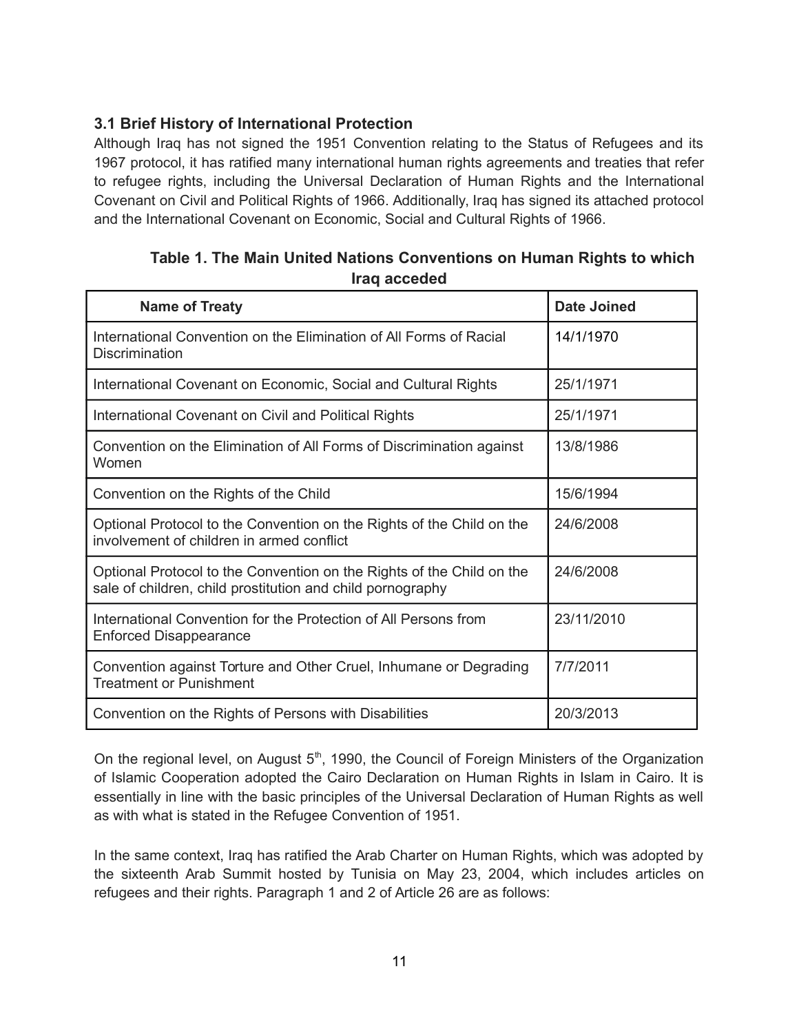### 3.1 Brief History of International Protection

Although Iraq has not signed the 1951 Convention relating to the Status of Refugees and its 1967 protocol, it has ratified many international human rights agreements and treaties that refer to refugee rights, including the Universal Declaration of Human Rights and the International Covenant on Civil and Political Rights of 1966. Additionally, Iraq has signed its attached protocol and the International Covenant on Economic, Social and Cultural Rights of 1966.

**Table 1. The Main United Nations Conventions on Human Rights to which Iraq acceded**

| Name of Treaty | Date Joined |
| --- | --- |
| International Convention on the Elimination of All Forms of Racial Discrimination | 14/1/1970 |
| International Covenant on Economic, Social and Cultural Rights | 25/1/1971 |
| International Covenant on Civil and Political Rights | 25/1/1971 |
| Convention on the Elimination of All Forms of Discrimination against Women | 13/8/1986 |
| Convention on the Rights of the Child | 15/6/1994 |
| Optional Protocol to the Convention on the Rights of the Child on the involvement of children in armed conflict | 24/6/2008 |
| Optional Protocol to the Convention on the Rights of the Child on the sale of children, child prostitution and child pornography | 24/6/2008 |
| International Convention for the Protection of All Persons from Enforced Disappearance | 23/11/2010 |
| Convention against Torture and Other Cruel, Inhumane or Degrading Treatment or Punishment | 7/7/2011 |
| Convention on the Rights of Persons with Disabilities | 20/3/2013 |

On the regional level, on August 5th, 1990, the Council of Foreign Ministers of the Organization of Islamic Cooperation adopted the Cairo Declaration on Human Rights in Islam in Cairo. It is essentially in line with the basic principles of the Universal Declaration of Human Rights as well as with what is stated in the Refugee Convention of 1951.

In the same context, Iraq has ratified the Arab Charter on Human Rights, which was adopted by the sixteenth Arab Summit hosted by Tunisia on May 23, 2004, which includes articles on refugees and their rights. Paragraph 1 and 2 of Article 26 are as follows: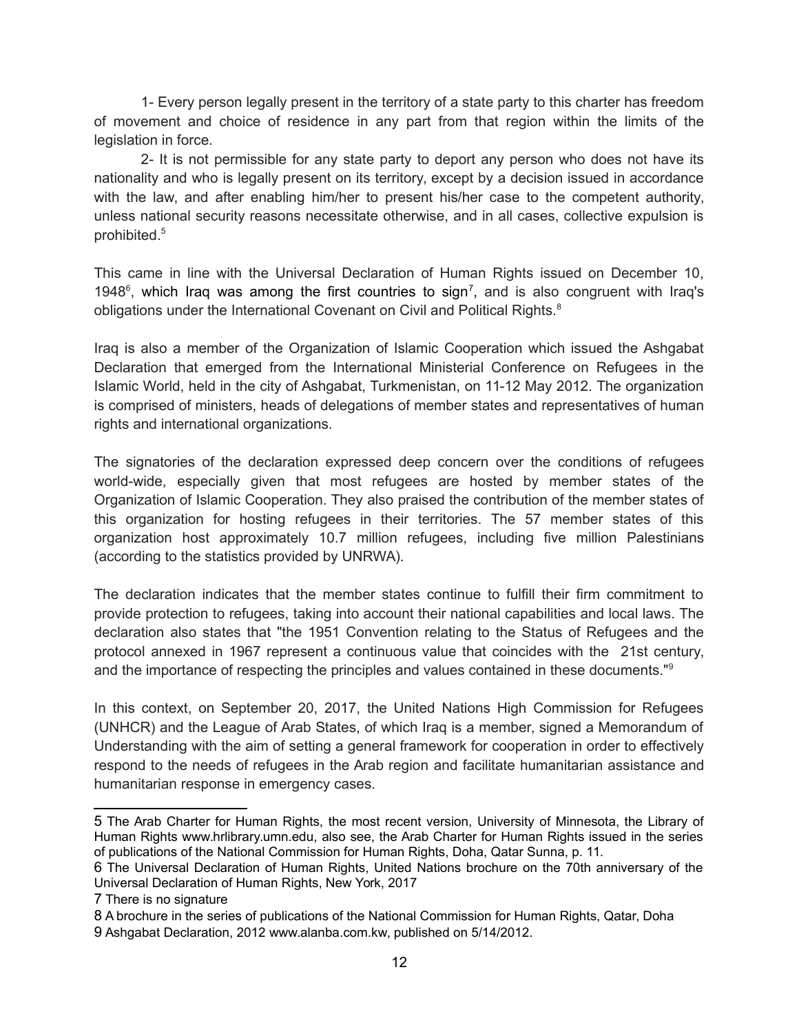1- Every person legally present in the territory of a state party to this charter has freedom of movement and choice of residence in any part from that region within the limits of the legislation in force.

2- It is not permissible for any state party to deport any person who does not have its nationality and who is legally present on its territory, except by a decision issued in accordance with the law, and after enabling him/her to present his/her case to the competent authority, unless national security reasons necessitate otherwise, and in all cases, collective expulsion is prohibited.[5]

This came in line with the Universal Declaration of Human Rights issued on December 10, 1948[6], which Iraq was among the first countries to sign[7], and is also congruent with Iraq's obligations under the International Covenant on Civil and Political Rights.[8]

Iraq is also a member of the Organization of Islamic Cooperation which issued the Ashgabat Declaration that emerged from the International Ministerial Conference on Refugees in the Islamic World, held in the city of Ashgabat, Turkmenistan, on 11-12 May 2012. The organization is comprised of ministers, heads of delegations of member states and representatives of human rights and international organizations.

The signatories of the declaration expressed deep concern over the conditions of refugees world-wide, especially given that most refugees are hosted by member states of the Organization of Islamic Cooperation. They also praised the contribution of the member states of this organization for hosting refugees in their territories. The 57 member states of this organization host approximately 10.7 million refugees, including five million Palestinians (according to the statistics provided by UNRWA).

The declaration indicates that the member states continue to fulfill their firm commitment to provide protection to refugees, taking into account their national capabilities and local laws. The declaration also states that "the 1951 Convention relating to the Status of Refugees and the protocol annexed in 1967 represent a continuous value that coincides with the 21st century, and the importance of respecting the principles and values contained in these documents."[9]

In this context, on September 20, 2017, the United Nations High Commission for Refugees (UNHCR) and the League of Arab States, of which Iraq is a member, signed a Memorandum of Understanding with the aim of setting a general framework for cooperation in order to effectively respond to the needs of refugees in the Arab region and facilitate humanitarian assistance and humanitarian response in emergency cases.

---

5 The Arab Charter for Human Rights, the most recent version, University of Minnesota, the Library of Human Rights www.hrlibrary.umn.edu, also see, the Arab Charter for Human Rights issued in the series of publications of the National Commission for Human Rights, Doha, Qatar Sunna, p. 11.

6 The Universal Declaration of Human Rights, United Nations brochure on the 70th anniversary of the Universal Declaration of Human Rights, New York, 2017

7 There is no signature

8 A brochure in the series of publications of the National Commission for Human Rights, Qatar, Doha

9 Ashgabat Declaration, 2012 www.alanba.com.kw, published on 5/14/2012.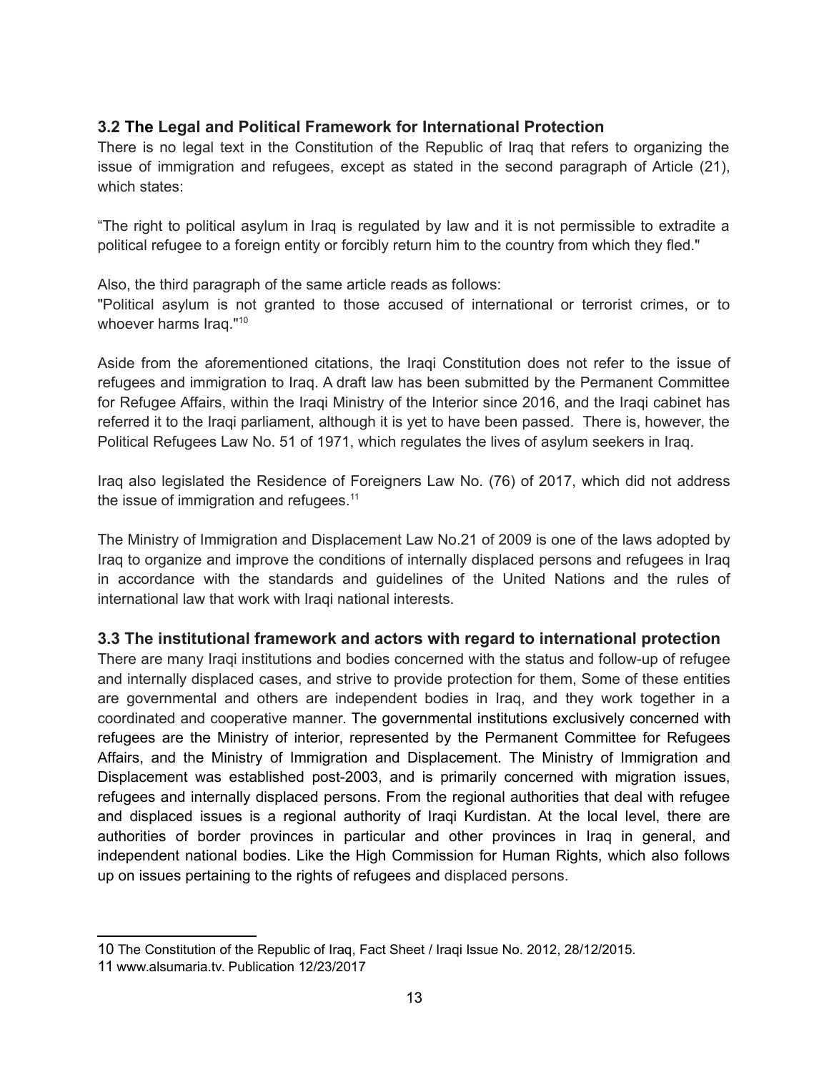### 3.2 The Legal and Political Framework for International Protection

There is no legal text in the Constitution of the Republic of Iraq that refers to organizing the issue of immigration and refugees, except as stated in the second paragraph of Article (21), which states:

“The right to political asylum in Iraq is regulated by law and it is not permissible to extradite a political refugee to a foreign entity or forcibly return him to the country from which they fled."

Also, the third paragraph of the same article reads as follows:
"Political asylum is not granted to those accused of international or terrorist crimes, or to whoever harms Iraq."[10]

Aside from the aforementioned citations, the Iraqi Constitution does not refer to the issue of refugees and immigration to Iraq. A draft law has been submitted by the Permanent Committee for Refugee Affairs, within the Iraqi Ministry of the Interior since 2016, and the Iraqi cabinet has referred it to the Iraqi parliament, although it is yet to have been passed. There is, however, the Political Refugees Law No. 51 of 1971, which regulates the lives of asylum seekers in Iraq.

Iraq also legislated the Residence of Foreigners Law No. (76) of 2017, which did not address the issue of immigration and refugees.[11]

The Ministry of Immigration and Displacement Law No.21 of 2009 is one of the laws adopted by Iraq to organize and improve the conditions of internally displaced persons and refugees in Iraq in accordance with the standards and guidelines of the United Nations and the rules of international law that work with Iraqi national interests.

### 3.3 The institutional framework and actors with regard to international protection

There are many Iraqi institutions and bodies concerned with the status and follow-up of refugee and internally displaced cases, and strive to provide protection for them, Some of these entities are governmental and others are independent bodies in Iraq, and they work together in a coordinated and cooperative manner. The governmental institutions exclusively concerned with refugees are the Ministry of interior, represented by the Permanent Committee for Refugees Affairs, and the Ministry of Immigration and Displacement. The Ministry of Immigration and Displacement was established post-2003, and is primarily concerned with migration issues, refugees and internally displaced persons. From the regional authorities that deal with refugee and displaced issues is a regional authority of Iraqi Kurdistan. At the local level, there are authorities of border provinces in particular and other provinces in Iraq in general, and independent national bodies. Like the High Commission for Human Rights, which also follows up on issues pertaining to the rights of refugees and displaced persons.

---

10 The Constitution of the Republic of Iraq, Fact Sheet / Iraqi Issue No. 2012, 28/12/2015.

11 www.alsumaria.tv. Publication 12/23/2017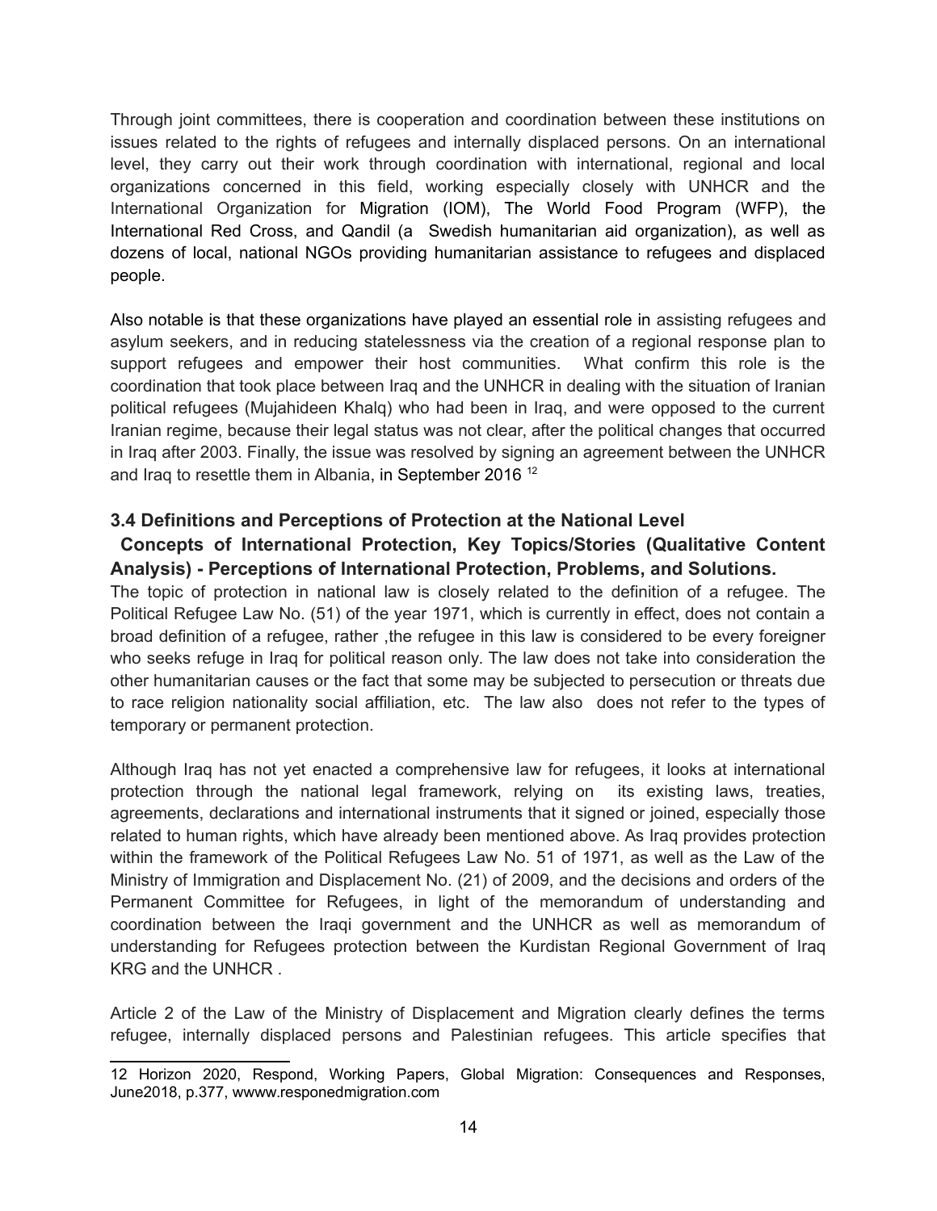Through joint committees, there is cooperation and coordination between these institutions on issues related to the rights of refugees and internally displaced persons. On an international level, they carry out their work through coordination with international, regional and local organizations concerned in this field, working especially closely with UNHCR and the International Organization for Migration (IOM), The World Food Program (WFP), the International Red Cross, and Qandil (a Swedish humanitarian aid organization), as well as dozens of local, national NGOs providing humanitarian assistance to refugees and displaced people.

Also notable is that these organizations have played an essential role in assisting refugees and asylum seekers, and in reducing statelessness via the creation of a regional response plan to support refugees and empower their host communities. What confirm this role is the coordination that took place between Iraq and the UNHCR in dealing with the situation of Iranian political refugees (Mujahideen Khalq) who had been in Iraq, and were opposed to the current Iranian regime, because their legal status was not clear, after the political changes that occurred in Iraq after 2003. Finally, the issue was resolved by signing an agreement between the UNHCR and Iraq to resettle them in Albania, in September 2016 [12]

### 3.4 Definitions and Perceptions of Protection at the National Level

**Concepts of International Protection, Key Topics/Stories (Qualitative Content Analysis) - Perceptions of International Protection, Problems, and Solutions.**

The topic of protection in national law is closely related to the definition of a refugee. The Political Refugee Law No. (51) of the year 1971, which is currently in effect, does not contain a broad definition of a refugee, rather ,the refugee in this law is considered to be every foreigner who seeks refuge in Iraq for political reason only. The law does not take into consideration the other humanitarian causes or the fact that some may be subjected to persecution or threats due to race religion nationality social affiliation, etc. The law also does not refer to the types of temporary or permanent protection.

Although Iraq has not yet enacted a comprehensive law for refugees, it looks at international protection through the national legal framework, relying on its existing laws, treaties, agreements, declarations and international instruments that it signed or joined, especially those related to human rights, which have already been mentioned above. As Iraq provides protection within the framework of the Political Refugees Law No. 51 of 1971, as well as the Law of the Ministry of Immigration and Displacement No. (21) of 2009, and the decisions and orders of the Permanent Committee for Refugees, in light of the memorandum of understanding and coordination between the Iraqi government and the UNHCR as well as memorandum of understanding for Refugees protection between the Kurdistan Regional Government of Iraq KRG and the UNHCR .

Article 2 of the Law of the Ministry of Displacement and Migration clearly defines the terms refugee, internally displaced persons and Palestinian refugees. This article specifies that

---

12 Horizon 2020, Respond, Working Papers, Global Migration: Consequences and Responses, June2018, p.377, wwww.responedmigration.com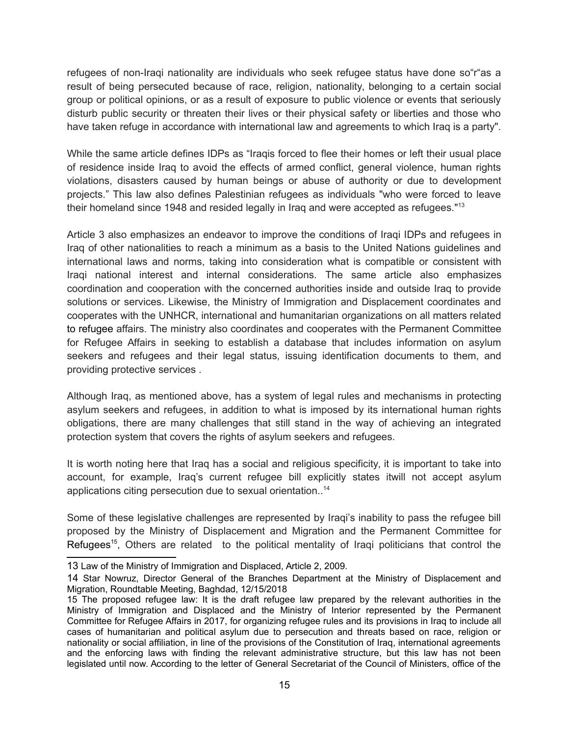refugees of non-Iraqi nationality are individuals who seek refugee status have done so"r"as a result of being persecuted because of race, religion, nationality, belonging to a certain social group or political opinions, or as a result of exposure to public violence or events that seriously disturb public security or threaten their lives or their physical safety or liberties and those who have taken refuge in accordance with international law and agreements to which Iraq is a party".

While the same article defines IDPs as "Iraqis forced to flee their homes or left their usual place of residence inside Iraq to avoid the effects of armed conflict, general violence, human rights violations, disasters caused by human beings or abuse of authority or due to development projects." This law also defines Palestinian refugees as individuals "who were forced to leave their homeland since 1948 and resided legally in Iraq and were accepted as refugees."[13]

Article 3 also emphasizes an endeavor to improve the conditions of Iraqi IDPs and refugees in Iraq of other nationalities to reach a minimum as a basis to the United Nations guidelines and international laws and norms, taking into consideration what is compatible or consistent with Iraqi national interest and internal considerations. The same article also emphasizes coordination and cooperation with the concerned authorities inside and outside Iraq to provide solutions or services. Likewise, the Ministry of Immigration and Displacement coordinates and cooperates with the UNHCR, international and humanitarian organizations on all matters related to refugee affairs. The ministry also coordinates and cooperates with the Permanent Committee for Refugee Affairs in seeking to establish a database that includes information on asylum seekers and refugees and their legal status, issuing identification documents to them, and providing protective services .

Although Iraq, as mentioned above, has a system of legal rules and mechanisms in protecting asylum seekers and refugees, in addition to what is imposed by its international human rights obligations, there are many challenges that still stand in the way of achieving an integrated protection system that covers the rights of asylum seekers and refugees.

It is worth noting here that Iraq has a social and religious specificity, it is important to take into account, for example, Iraq's current refugee bill explicitly states itwill not accept asylum applications citing persecution due to sexual orientation..[14]

Some of these legislative challenges are represented by Iraqi's inability to pass the refugee bill proposed by the Ministry of Displacement and Migration and the Permanent Committee for Refugees[15], Others are related to the political mentality of Iraqi politicians that control the

---

13 Law of the Ministry of Immigration and Displaced, Article 2, 2009.

14 Star Nowruz, Director General of the Branches Department at the Ministry of Displacement and Migration, Roundtable Meeting, Baghdad, 12/15/2018

15 The proposed refugee law: It is the draft refugee law prepared by the relevant authorities in the Ministry of Immigration and Displaced and the Ministry of Interior represented by the Permanent Committee for Refugee Affairs in 2017, for organizing refugee rules and its provisions in Iraq to include all cases of humanitarian and political asylum due to persecution and threats based on race, religion or nationality or social affiliation, in line of the provisions of the Constitution of Iraq, international agreements and the enforcing laws with finding the relevant administrative structure, but this law has not been legislated until now. According to the letter of General Secretariat of the Council of Ministers, office of the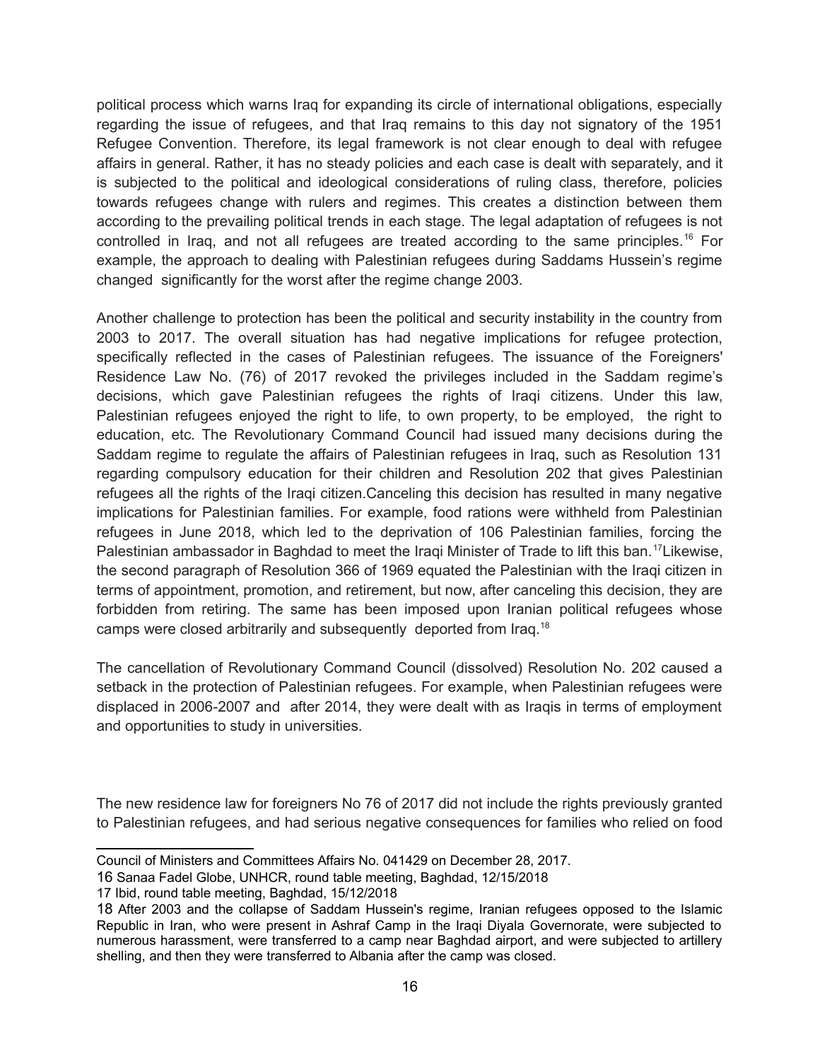political process which warns Iraq for expanding its circle of international obligations, especially regarding the issue of refugees, and that Iraq remains to this day not signatory of the 1951 Refugee Convention. Therefore, its legal framework is not clear enough to deal with refugee affairs in general. Rather, it has no steady policies and each case is dealt with separately, and it is subjected to the political and ideological considerations of ruling class, therefore, policies towards refugees change with rulers and regimes. This creates a distinction between them according to the prevailing political trends in each stage. The legal adaptation of refugees is not controlled in Iraq, and not all refugees are treated according to the same principles.[16] For example, the approach to dealing with Palestinian refugees during Saddams Hussein's regime changed significantly for the worst after the regime change 2003.

Another challenge to protection has been the political and security instability in the country from 2003 to 2017. The overall situation has had negative implications for refugee protection, specifically reflected in the cases of Palestinian refugees. The issuance of the Foreigners' Residence Law No. (76) of 2017 revoked the privileges included in the Saddam regime's decisions, which gave Palestinian refugees the rights of Iraqi citizens. Under this law, Palestinian refugees enjoyed the right to life, to own property, to be employed, the right to education, etc. The Revolutionary Command Council had issued many decisions during the Saddam regime to regulate the affairs of Palestinian refugees in Iraq, such as Resolution 131 regarding compulsory education for their children and Resolution 202 that gives Palestinian refugees all the rights of the Iraqi citizen.Canceling this decision has resulted in many negative implications for Palestinian families. For example, food rations were withheld from Palestinian refugees in June 2018, which led to the deprivation of 106 Palestinian families, forcing the Palestinian ambassador in Baghdad to meet the Iraqi Minister of Trade to lift this ban.[17]Likewise, the second paragraph of Resolution 366 of 1969 equated the Palestinian with the Iraqi citizen in terms of appointment, promotion, and retirement, but now, after canceling this decision, they are forbidden from retiring. The same has been imposed upon Iranian political refugees whose camps were closed arbitrarily and subsequently deported from Iraq.[18]

The cancellation of Revolutionary Command Council (dissolved) Resolution No. 202 caused a setback in the protection of Palestinian refugees. For example, when Palestinian refugees were displaced in 2006-2007 and after 2014, they were dealt with as Iraqis in terms of employment and opportunities to study in universities.

The new residence law for foreigners No 76 of 2017 did not include the rights previously granted to Palestinian refugees, and had serious negative consequences for families who relied on food

---

Council of Ministers and Committees Affairs No. 041429 on December 28, 2017.

16 Sanaa Fadel Globe, UNHCR, round table meeting, Baghdad, 12/15/2018

17 Ibid, round table meeting, Baghdad, 15/12/2018

18 After 2003 and the collapse of Saddam Hussein's regime, Iranian refugees opposed to the Islamic Republic in Iran, who were present in Ashraf Camp in the Iraqi Diyala Governorate, were subjected to numerous harassment, were transferred to a camp near Baghdad airport, and were subjected to artillery shelling, and then they were transferred to Albania after the camp was closed.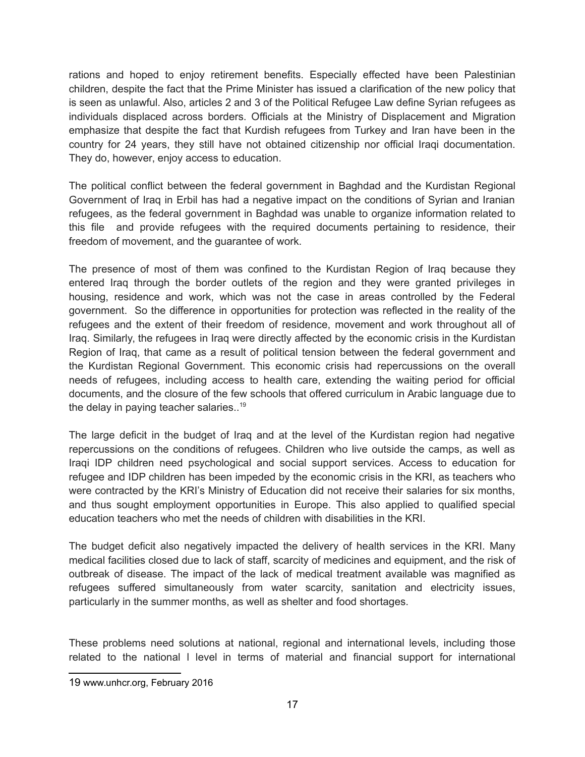rations and hoped to enjoy retirement benefits. Especially effected have been Palestinian children, despite the fact that the Prime Minister has issued a clarification of the new policy that is seen as unlawful. Also, articles 2 and 3 of the Political Refugee Law define Syrian refugees as individuals displaced across borders. Officials at the Ministry of Displacement and Migration emphasize that despite the fact that Kurdish refugees from Turkey and Iran have been in the country for 24 years, they still have not obtained citizenship nor official Iraqi documentation. They do, however, enjoy access to education.

The political conflict between the federal government in Baghdad and the Kurdistan Regional Government of Iraq in Erbil has had a negative impact on the conditions of Syrian and Iranian refugees, as the federal government in Baghdad was unable to organize information related to this file and provide refugees with the required documents pertaining to residence, their freedom of movement, and the guarantee of work.

The presence of most of them was confined to the Kurdistan Region of Iraq because they entered Iraq through the border outlets of the region and they were granted privileges in housing, residence and work, which was not the case in areas controlled by the Federal government. So the difference in opportunities for protection was reflected in the reality of the refugees and the extent of their freedom of residence, movement and work throughout all of Iraq. Similarly, the refugees in Iraq were directly affected by the economic crisis in the Kurdistan Region of Iraq, that came as a result of political tension between the federal government and the Kurdistan Regional Government. This economic crisis had repercussions on the overall needs of refugees, including access to health care, extending the waiting period for official documents, and the closure of the few schools that offered curriculum in Arabic language due to the delay in paying teacher salaries..[19]

The large deficit in the budget of Iraq and at the level of the Kurdistan region had negative repercussions on the conditions of refugees. Children who live outside the camps, as well as Iraqi IDP children need psychological and social support services. Access to education for refugee and IDP children has been impeded by the economic crisis in the KRI, as teachers who were contracted by the KRI's Ministry of Education did not receive their salaries for six months, and thus sought employment opportunities in Europe. This also applied to qualified special education teachers who met the needs of children with disabilities in the KRI.

The budget deficit also negatively impacted the delivery of health services in the KRI. Many medical facilities closed due to lack of staff, scarcity of medicines and equipment, and the risk of outbreak of disease. The impact of the lack of medical treatment available was magnified as refugees suffered simultaneously from water scarcity, sanitation and electricity issues, particularly in the summer months, as well as shelter and food shortages.

These problems need solutions at national, regional and international levels, including those related to the national l level in terms of material and financial support for international

---

19 www.unhcr.org, February 2016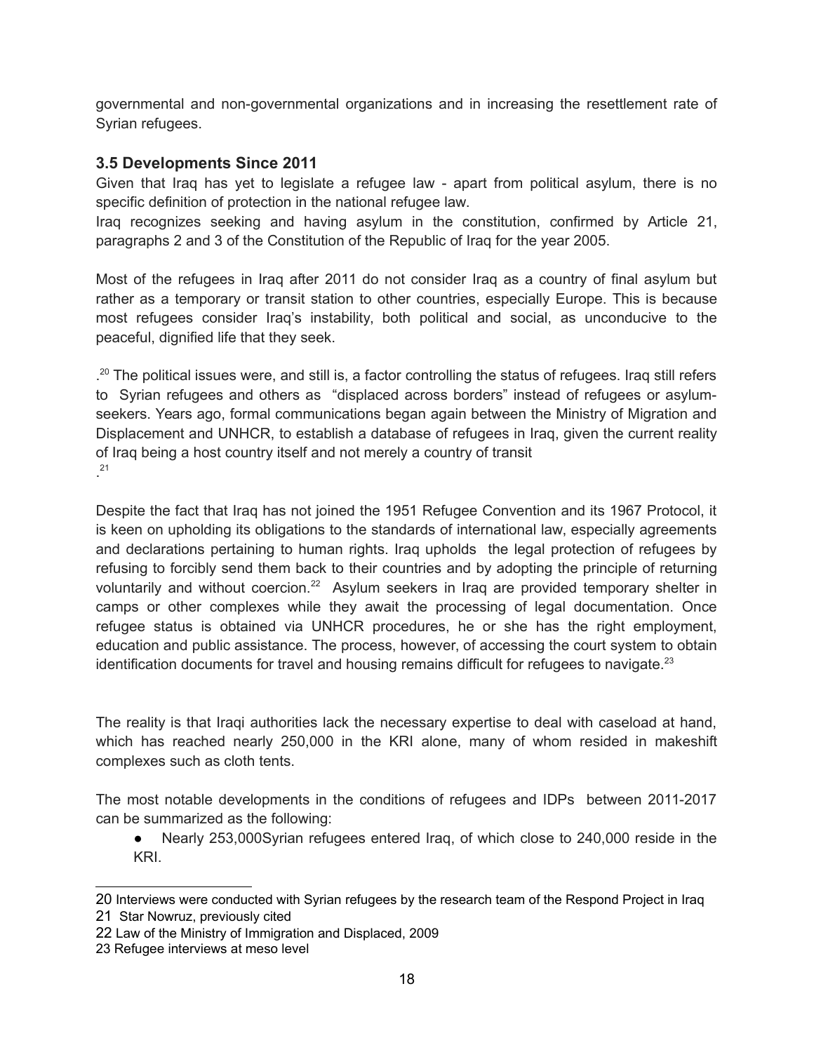governmental and non-governmental organizations and in increasing the resettlement rate of Syrian refugees.

### 3.5 Developments Since 2011

Given that Iraq has yet to legislate a refugee law - apart from political asylum, there is no specific definition of protection in the national refugee law.

Iraq recognizes seeking and having asylum in the constitution, confirmed by Article 21, paragraphs 2 and 3 of the Constitution of the Republic of Iraq for the year 2005.

Most of the refugees in Iraq after 2011 do not consider Iraq as a country of final asylum but rather as a temporary or transit station to other countries, especially Europe. This is because most refugees consider Iraq's instability, both political and social, as unconducive to the peaceful, dignified life that they seek.

.[20] The political issues were, and still is, a factor controlling the status of refugees. Iraq still refers to Syrian refugees and others as "displaced across borders" instead of refugees or asylum-seekers. Years ago, formal communications began again between the Ministry of Migration and Displacement and UNHCR, to establish a database of refugees in Iraq, given the current reality of Iraq being a host country itself and not merely a country of transit .[21]

Despite the fact that Iraq has not joined the 1951 Refugee Convention and its 1967 Protocol, it is keen on upholding its obligations to the standards of international law, especially agreements and declarations pertaining to human rights. Iraq upholds the legal protection of refugees by refusing to forcibly send them back to their countries and by adopting the principle of returning voluntarily and without coercion.[22] Asylum seekers in Iraq are provided temporary shelter in camps or other complexes while they await the processing of legal documentation. Once refugee status is obtained via UNHCR procedures, he or she has the right employment, education and public assistance. The process, however, of accessing the court system to obtain identification documents for travel and housing remains difficult for refugees to navigate.[23]

The reality is that Iraqi authorities lack the necessary expertise to deal with caseload at hand, which has reached nearly 250,000 in the KRI alone, many of whom resided in makeshift complexes such as cloth tents.

The most notable developments in the conditions of refugees and IDPs between 2011-2017 can be summarized as the following:

- Nearly 253,000Syrian refugees entered Iraq, of which close to 240,000 reside in the KRI.

---

20 Interviews were conducted with Syrian refugees by the research team of the Respond Project in Iraq

21 Star Nowruz, previously cited

22 Law of the Ministry of Immigration and Displaced, 2009

23 Refugee interviews at meso level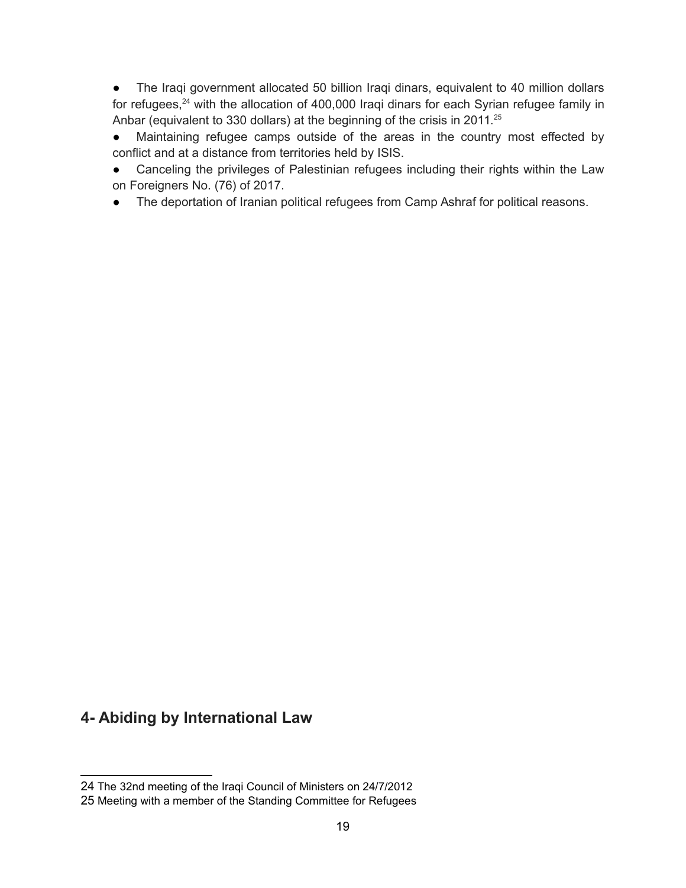- The Iraqi government allocated 50 billion Iraqi dinars, equivalent to 40 million dollars for refugees,[24] with the allocation of 400,000 Iraqi dinars for each Syrian refugee family in Anbar (equivalent to 330 dollars) at the beginning of the crisis in 2011.[25]
- Maintaining refugee camps outside of the areas in the country most effected by conflict and at a distance from territories held by ISIS.
- Canceling the privileges of Palestinian refugees including their rights within the Law on Foreigners No. (76) of 2017.
- The deportation of Iranian political refugees from Camp Ashraf for political reasons.

## 4- Abiding by International Law

24 The 32nd meeting of the Iraqi Council of Ministers on 24/7/2012

25 Meeting with a member of the Standing Committee for Refugees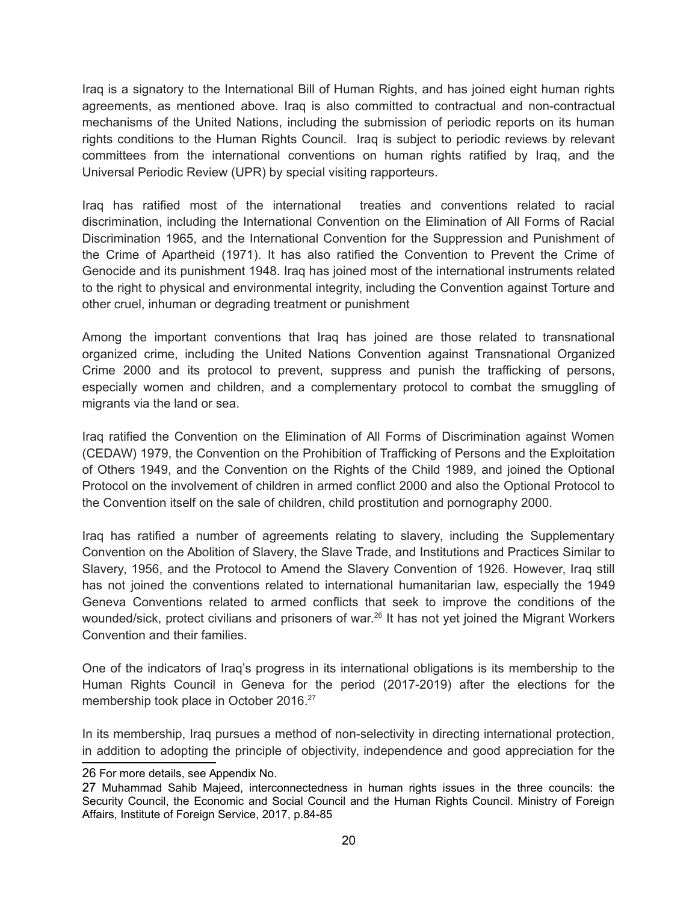Iraq is a signatory to the International Bill of Human Rights, and has joined eight human rights agreements, as mentioned above. Iraq is also committed to contractual and non-contractual mechanisms of the United Nations, including the submission of periodic reports on its human rights conditions to the Human Rights Council. Iraq is subject to periodic reviews by relevant committees from the international conventions on human rights ratified by Iraq, and the Universal Periodic Review (UPR) by special visiting rapporteurs.

Iraq has ratified most of the international treaties and conventions related to racial discrimination, including the International Convention on the Elimination of All Forms of Racial Discrimination 1965, and the International Convention for the Suppression and Punishment of the Crime of Apartheid (1971). It has also ratified the Convention to Prevent the Crime of Genocide and its punishment 1948. Iraq has joined most of the international instruments related to the right to physical and environmental integrity, including the Convention against Torture and other cruel, inhuman or degrading treatment or punishment

Among the important conventions that Iraq has joined are those related to transnational organized crime, including the United Nations Convention against Transnational Organized Crime 2000 and its protocol to prevent, suppress and punish the trafficking of persons, especially women and children, and a complementary protocol to combat the smuggling of migrants via the land or sea.

Iraq ratified the Convention on the Elimination of All Forms of Discrimination against Women (CEDAW) 1979, the Convention on the Prohibition of Trafficking of Persons and the Exploitation of Others 1949, and the Convention on the Rights of the Child 1989, and joined the Optional Protocol on the involvement of children in armed conflict 2000 and also the Optional Protocol to the Convention itself on the sale of children, child prostitution and pornography 2000.

Iraq has ratified a number of agreements relating to slavery, including the Supplementary Convention on the Abolition of Slavery, the Slave Trade, and Institutions and Practices Similar to Slavery, 1956, and the Protocol to Amend the Slavery Convention of 1926. However, Iraq still has not joined the conventions related to international humanitarian law, especially the 1949 Geneva Conventions related to armed conflicts that seek to improve the conditions of the wounded/sick, protect civilians and prisoners of war.[26] It has not yet joined the Migrant Workers Convention and their families.

One of the indicators of Iraq's progress in its international obligations is its membership to the Human Rights Council in Geneva for the period (2017-2019) after the elections for the membership took place in October 2016.[27]

In its membership, Iraq pursues a method of non-selectivity in directing international protection, in addition to adopting the principle of objectivity, independence and good appreciation for the

---

26 For more details, see Appendix No.

27 Muhammad Sahib Majeed, interconnectedness in human rights issues in the three councils: the Security Council, the Economic and Social Council and the Human Rights Council. Ministry of Foreign Affairs, Institute of Foreign Service, 2017, p.84-85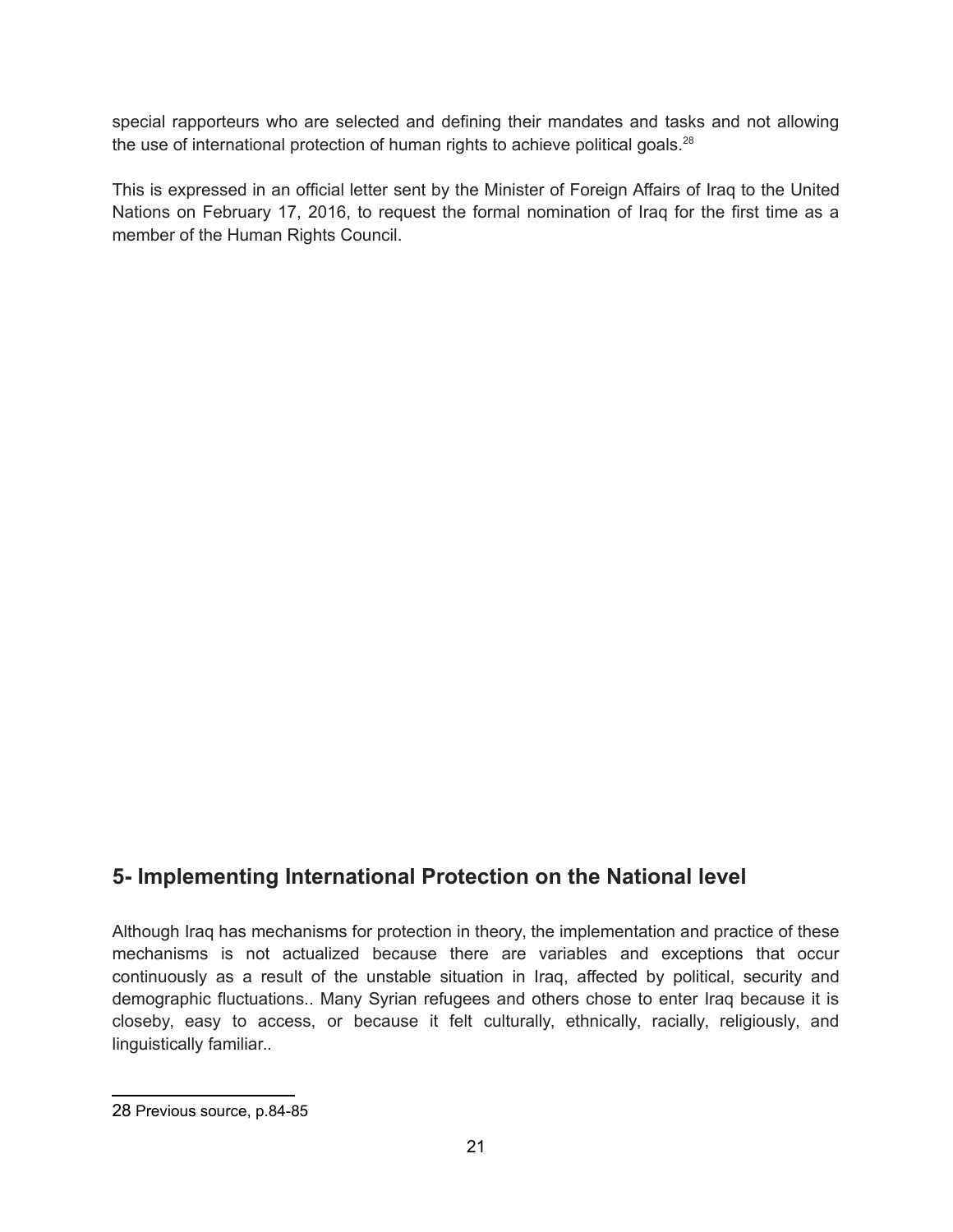special rapporteurs who are selected and defining their mandates and tasks and not allowing the use of international protection of human rights to achieve political goals.[28]

This is expressed in an official letter sent by the Minister of Foreign Affairs of Iraq to the United Nations on February 17, 2016, to request the formal nomination of Iraq for the first time as a member of the Human Rights Council.

## 5- Implementing International Protection on the National level

Although Iraq has mechanisms for protection in theory, the implementation and practice of these mechanisms is not actualized because there are variables and exceptions that occur continuously as a result of the unstable situation in Iraq, affected by political, security and demographic fluctuations.. Many Syrian refugees and others chose to enter Iraq because it is closeby, easy to access, or because it felt culturally, ethnically, racially, religiously, and linguistically familiar..

---

28 Previous source, p.84-85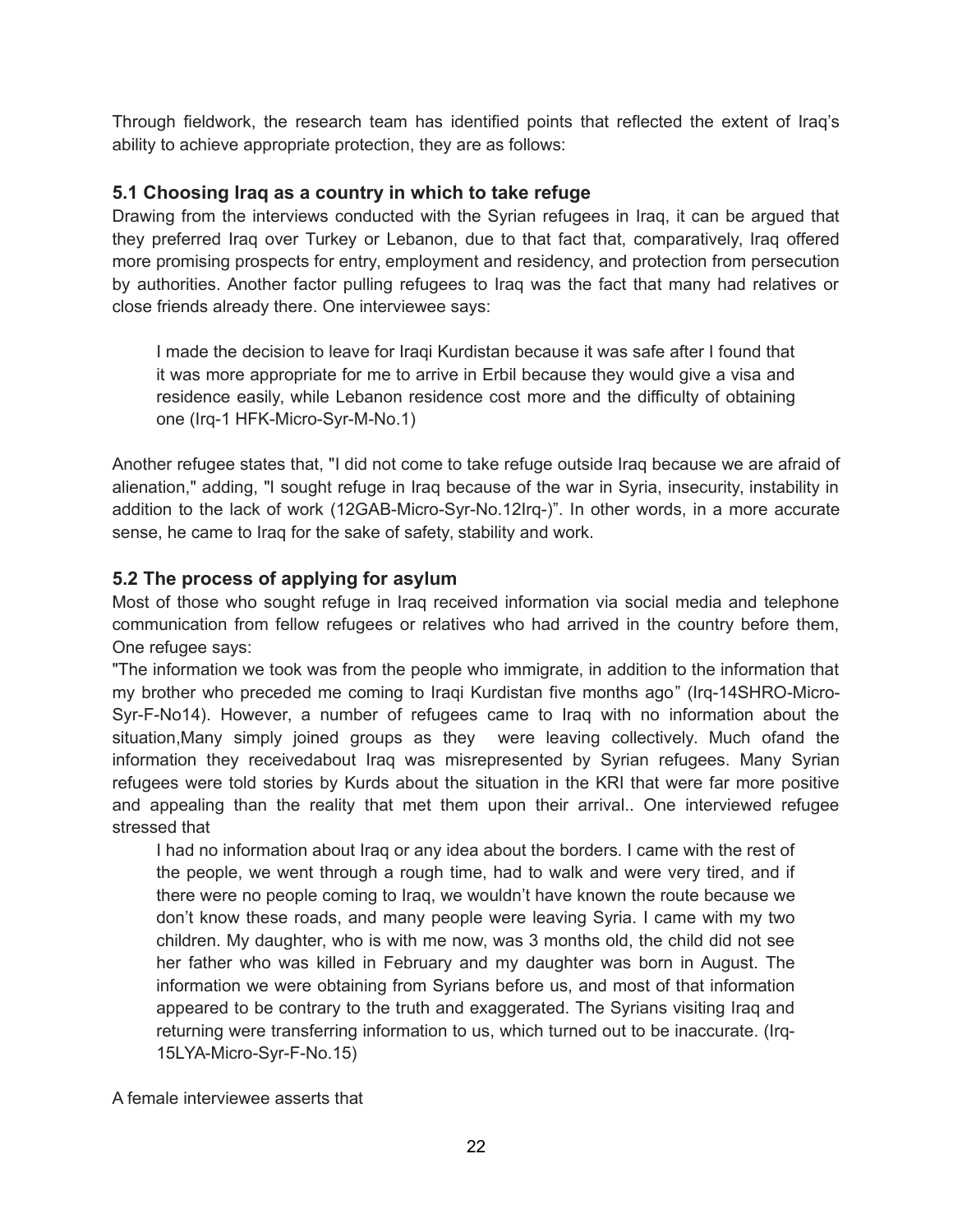Through fieldwork, the research team has identified points that reflected the extent of Iraq's ability to achieve appropriate protection, they are as follows:

### 5.1 Choosing Iraq as a country in which to take refuge

Drawing from the interviews conducted with the Syrian refugees in Iraq, it can be argued that they preferred Iraq over Turkey or Lebanon, due to that fact that, comparatively, Iraq offered more promising prospects for entry, employment and residency, and protection from persecution by authorities. Another factor pulling refugees to Iraq was the fact that many had relatives or close friends already there. One interviewee says:

> I made the decision to leave for Iraqi Kurdistan because it was safe after I found that it was more appropriate for me to arrive in Erbil because they would give a visa and residence easily, while Lebanon residence cost more and the difficulty of obtaining one (Irq-1 HFK-Micro-Syr-M-No.1)

Another refugee states that, "I did not come to take refuge outside Iraq because we are afraid of alienation," adding, "I sought refuge in Iraq because of the war in Syria, insecurity, instability in addition to the lack of work (12GAB-Micro-Syr-No.12Irq-)". In other words, in a more accurate sense, he came to Iraq for the sake of safety, stability and work.

### 5.2 The process of applying for asylum

Most of those who sought refuge in Iraq received information via social media and telephone communication from fellow refugees or relatives who had arrived in the country before them, One refugee says:

"The information we took was from the people who immigrate, in addition to the information that my brother who preceded me coming to Iraqi Kurdistan five months ago" (Irq-14SHRO-Micro-Syr-F-No14). However, a number of refugees came to Iraq with no information about the situation,Many simply joined groups as they were leaving collectively. Much ofand the information they receivedabout Iraq was misrepresented by Syrian refugees. Many Syrian refugees were told stories by Kurds about the situation in the KRI that were far more positive and appealing than the reality that met them upon their arrival.. One interviewed refugee stressed that

> I had no information about Iraq or any idea about the borders. I came with the rest of the people, we went through a rough time, had to walk and were very tired, and if there were no people coming to Iraq, we wouldn't have known the route because we don't know these roads, and many people were leaving Syria. I came with my two children. My daughter, who is with me now, was 3 months old, the child did not see her father who was killed in February and my daughter was born in August. The information we were obtaining from Syrians before us, and most of that information appeared to be contrary to the truth and exaggerated. The Syrians visiting Iraq and returning were transferring information to us, which turned out to be inaccurate. (Irq-15LYA-Micro-Syr-F-No.15)

A female interviewee asserts that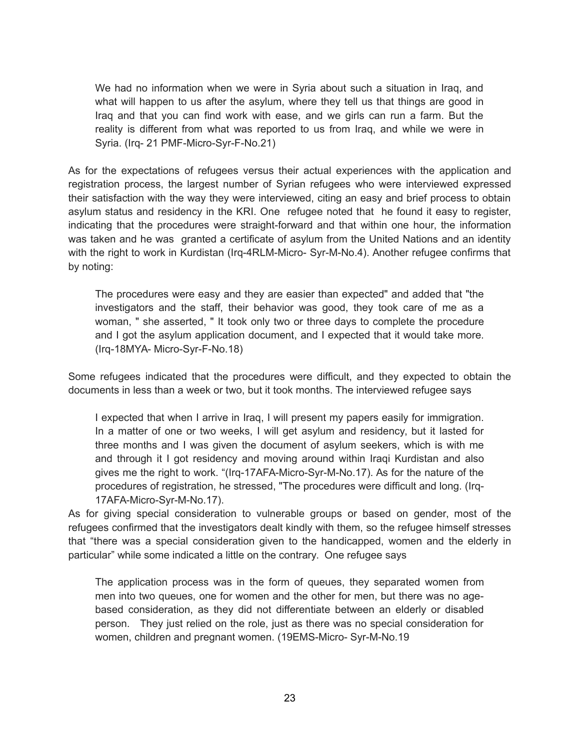> We had no information when we were in Syria about such a situation in Iraq, and what will happen to us after the asylum, where they tell us that things are good in Iraq and that you can find work with ease, and we girls can run a farm. But the reality is different from what was reported to us from Iraq, and while we were in Syria. (Irq- 21 PMF-Micro-Syr-F-No.21)

As for the expectations of refugees versus their actual experiences with the application and registration process, the largest number of Syrian refugees who were interviewed expressed their satisfaction with the way they were interviewed, citing an easy and brief process to obtain asylum status and residency in the KRI. One refugee noted that he found it easy to register, indicating that the procedures were straight-forward and that within one hour, the information was taken and he was granted a certificate of asylum from the United Nations and an identity with the right to work in Kurdistan (Irq-4RLM-Micro- Syr-M-No.4). Another refugee confirms that by noting:

> The procedures were easy and they are easier than expected" and added that "the investigators and the staff, their behavior was good, they took care of me as a woman, " she asserted, " It took only two or three days to complete the procedure and I got the asylum application document, and I expected that it would take more. (Irq-18MYA- Micro-Syr-F-No.18)

Some refugees indicated that the procedures were difficult, and they expected to obtain the documents in less than a week or two, but it took months. The interviewed refugee says

> I expected that when I arrive in Iraq, I will present my papers easily for immigration. In a matter of one or two weeks, I will get asylum and residency, but it lasted for three months and I was given the document of asylum seekers, which is with me and through it I got residency and moving around within Iraqi Kurdistan and also gives me the right to work. "(Irq-17AFA-Micro-Syr-M-No.17). As for the nature of the procedures of registration, he stressed, "The procedures were difficult and long. (Irq-17AFA-Micro-Syr-M-No.17).

As for giving special consideration to vulnerable groups or based on gender, most of the refugees confirmed that the investigators dealt kindly with them, so the refugee himself stresses that "there was a special consideration given to the handicapped, women and the elderly in particular" while some indicated a little on the contrary. One refugee says

> The application process was in the form of queues, they separated women from men into two queues, one for women and the other for men, but there was no age-based consideration, as they did not differentiate between an elderly or disabled person. They just relied on the role, just as there was no special consideration for women, children and pregnant women. (19EMS-Micro- Syr-M-No.19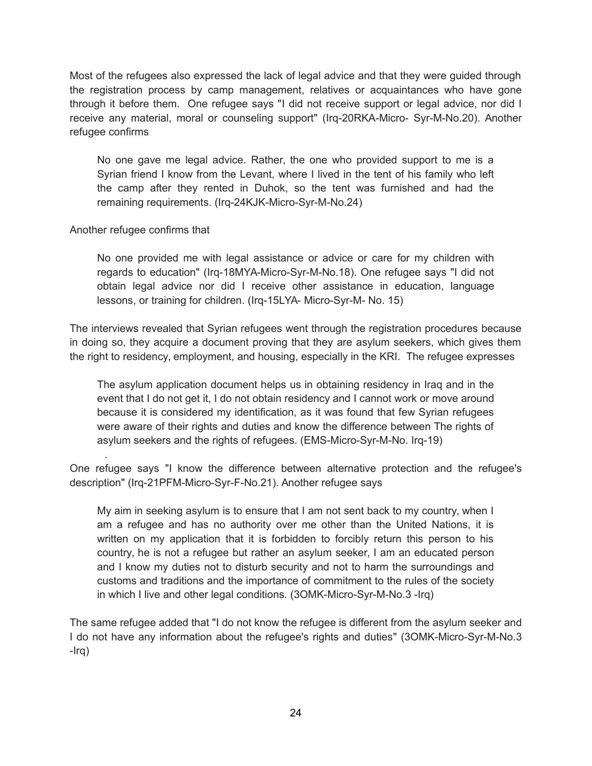Most of the refugees also expressed the lack of legal advice and that they were guided through the registration process by camp management, relatives or acquaintances who have gone through it before them. One refugee says "I did not receive support or legal advice, nor did I receive any material, moral or counseling support" (Irq-20RKA-Micro- Syr-M-No.20). Another refugee confirms

> No one gave me legal advice. Rather, the one who provided support to me is a Syrian friend I know from the Levant, where I lived in the tent of his family who left the camp after they rented in Duhok, so the tent was furnished and had the remaining requirements. (Irq-24KJK-Micro-Syr-M-No.24)

Another refugee confirms that

> No one provided me with legal assistance or advice or care for my children with regards to education" (Irq-18MYA-Micro-Syr-M-No.18). One refugee says "I did not obtain legal advice nor did I receive other assistance in education, language lessons, or training for children. (Irq-15LYA- Micro-Syr-M- No. 15)

The interviews revealed that Syrian refugees went through the registration procedures because in doing so, they acquire a document proving that they are asylum seekers, which gives them the right to residency, employment, and housing, especially in the KRI. The refugee expresses

> The asylum application document helps us in obtaining residency in Iraq and in the event that I do not get it, I do not obtain residency and I cannot work or move around because it is considered my identification, as it was found that few Syrian refugees were aware of their rights and duties and know the difference between The rights of asylum seekers and the rights of refugees. (EMS-Micro-Syr-M-No. Irq-19)

One refugee says "I know the difference between alternative protection and the refugee's description" (Irq-21PFM-Micro-Syr-F-No.21). Another refugee says

> My aim in seeking asylum is to ensure that I am not sent back to my country, when I am a refugee and has no authority over me other than the United Nations, it is written on my application that it is forbidden to forcibly return this person to his country, he is not a refugee but rather an asylum seeker, I am an educated person and I know my duties not to disturb security and not to harm the surroundings and customs and traditions and the importance of commitment to the rules of the society in which I live and other legal conditions. (3OMK-Micro-Syr-M-No.3 -Irq)

The same refugee added that "I do not know the refugee is different from the asylum seeker and I do not have any information about the refugee's rights and duties" (3OMK-Micro-Syr-M-No.3 -Irq)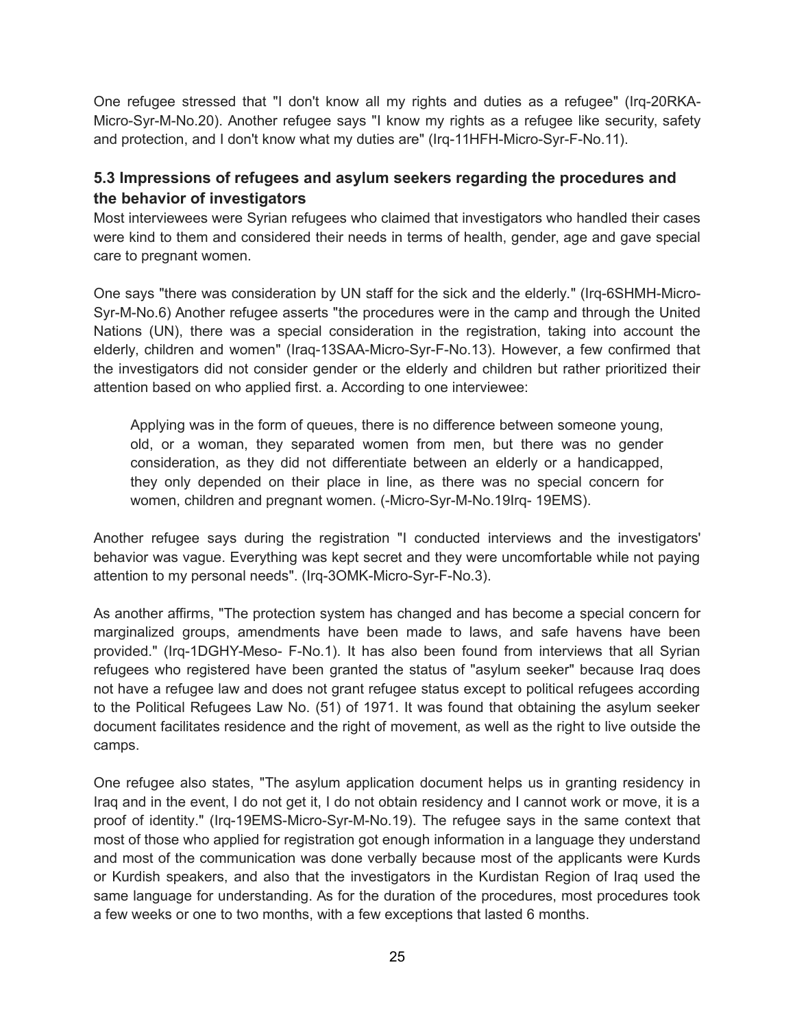One refugee stressed that "I don't know all my rights and duties as a refugee" (Irq-20RKA-Micro-Syr-M-No.20). Another refugee says "I know my rights as a refugee like security, safety and protection, and I don't know what my duties are" (Irq-11HFH-Micro-Syr-F-No.11).

### 5.3 Impressions of refugees and asylum seekers regarding the procedures and the behavior of investigators

Most interviewees were Syrian refugees who claimed that investigators who handled their cases were kind to them and considered their needs in terms of health, gender, age and gave special care to pregnant women.

One says "there was consideration by UN staff for the sick and the elderly." (Irq-6SHMH-Micro-Syr-M-No.6) Another refugee asserts "the procedures were in the camp and through the United Nations (UN), there was a special consideration in the registration, taking into account the elderly, children and women" (Iraq-13SAA-Micro-Syr-F-No.13). However, a few confirmed that the investigators did not consider gender or the elderly and children but rather prioritized their attention based on who applied first. a. According to one interviewee:

> Applying was in the form of queues, there is no difference between someone young, old, or a woman, they separated women from men, but there was no gender consideration, as they did not differentiate between an elderly or a handicapped, they only depended on their place in line, as there was no special concern for women, children and pregnant women. (-Micro-Syr-M-No.19Irq- 19EMS).

Another refugee says during the registration "I conducted interviews and the investigators' behavior was vague. Everything was kept secret and they were uncomfortable while not paying attention to my personal needs". (Irq-3OMK-Micro-Syr-F-No.3).

As another affirms, "The protection system has changed and has become a special concern for marginalized groups, amendments have been made to laws, and safe havens have been provided." (Irq-1DGHY-Meso- F-No.1). It has also been found from interviews that all Syrian refugees who registered have been granted the status of "asylum seeker" because Iraq does not have a refugee law and does not grant refugee status except to political refugees according to the Political Refugees Law No. (51) of 1971. It was found that obtaining the asylum seeker document facilitates residence and the right of movement, as well as the right to live outside the camps.

One refugee also states, "The asylum application document helps us in granting residency in Iraq and in the event, I do not get it, I do not obtain residency and I cannot work or move, it is a proof of identity." (Irq-19EMS-Micro-Syr-M-No.19). The refugee says in the same context that most of those who applied for registration got enough information in a language they understand and most of the communication was done verbally because most of the applicants were Kurds or Kurdish speakers, and also that the investigators in the Kurdistan Region of Iraq used the same language for understanding. As for the duration of the procedures, most procedures took a few weeks or one to two months, with a few exceptions that lasted 6 months.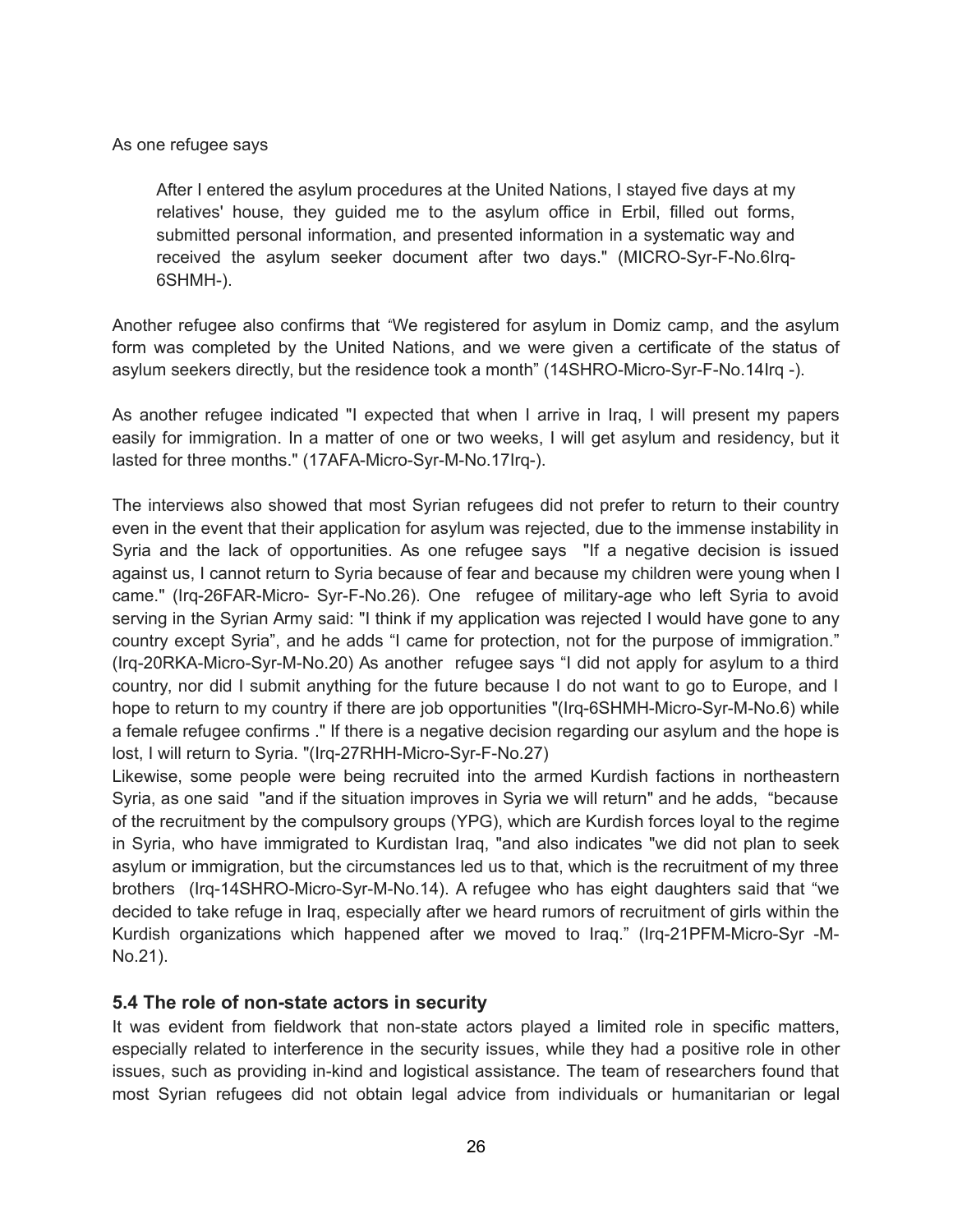As one refugee says

> After I entered the asylum procedures at the United Nations, I stayed five days at my relatives' house, they guided me to the asylum office in Erbil, filled out forms, submitted personal information, and presented information in a systematic way and received the asylum seeker document after two days." (MICRO-Syr-F-No.6Irq-6SHMH-).

Another refugee also confirms that *"*We registered for asylum in Domiz camp, and the asylum form was completed by the United Nations, and we were given a certificate of the status of asylum seekers directly, but the residence took a month" (14SHRO-Micro-Syr-F-No.14Irq -).

As another refugee indicated "I expected that when I arrive in Iraq, I will present my papers easily for immigration. In a matter of one or two weeks, I will get asylum and residency, but it lasted for three months." (17AFA-Micro-Syr-M-No.17Irq-).

The interviews also showed that most Syrian refugees did not prefer to return to their country even in the event that their application for asylum was rejected, due to the immense instability in Syria and the lack of opportunities. As one refugee says "If a negative decision is issued against us, I cannot return to Syria because of fear and because my children were young when I came." (Irq-26FAR-Micro- Syr-F-No.26). One refugee of military-age who left Syria to avoid serving in the Syrian Army said: "I think if my application was rejected I would have gone to any country except Syria", and he adds "I came for protection, not for the purpose of immigration." (Irq-20RKA-Micro-Syr-M-No.20) As another refugee says "I did not apply for asylum to a third country, nor did I submit anything for the future because I do not want to go to Europe, and I hope to return to my country if there are job opportunities "(Irq-6SHMH-Micro-Syr-M-No.6) while a female refugee confirms ." If there is a negative decision regarding our asylum and the hope is lost, I will return to Syria. "(Irq-27RHH-Micro-Syr-F-No.27)

Likewise, some people were being recruited into the armed Kurdish factions in northeastern Syria, as one said "and if the situation improves in Syria we will return" and he adds, "because of the recruitment by the compulsory groups (YPG), which are Kurdish forces loyal to the regime in Syria, who have immigrated to Kurdistan Iraq, "and also indicates "we did not plan to seek asylum or immigration, but the circumstances led us to that, which is the recruitment of my three brothers (Irq-14SHRO-Micro-Syr-M-No.14). A refugee who has eight daughters said that "we decided to take refuge in Iraq, especially after we heard rumors of recruitment of girls within the Kurdish organizations which happened after we moved to Iraq." (Irq-21PFM-Micro-Syr -M-No.21).

### 5.4 The role of non-state actors in security

It was evident from fieldwork that non-state actors played a limited role in specific matters, especially related to interference in the security issues, while they had a positive role in other issues, such as providing in-kind and logistical assistance. The team of researchers found that most Syrian refugees did not obtain legal advice from individuals or humanitarian or legal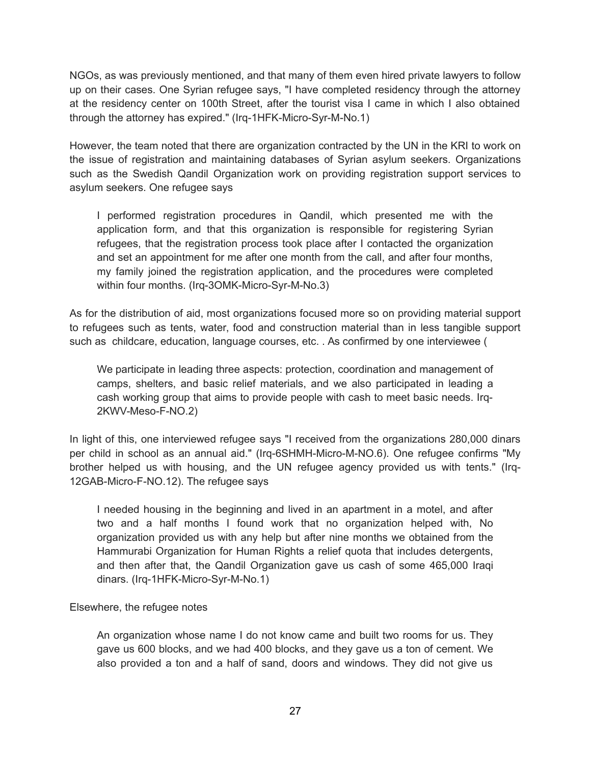NGOs, as was previously mentioned, and that many of them even hired private lawyers to follow up on their cases. One Syrian refugee says, "I have completed residency through the attorney at the residency center on 100th Street, after the tourist visa I came in which I also obtained through the attorney has expired." (Irq-1HFK-Micro-Syr-M-No.1)

However, the team noted that there are organization contracted by the UN in the KRI to work on the issue of registration and maintaining databases of Syrian asylum seekers. Organizations such as the Swedish Qandil Organization work on providing registration support services to asylum seekers. One refugee says

> I performed registration procedures in Qandil, which presented me with the application form, and that this organization is responsible for registering Syrian refugees, that the registration process took place after I contacted the organization and set an appointment for me after one month from the call, and after four months, my family joined the registration application, and the procedures were completed within four months. (Irq-3OMK-Micro-Syr-M-No.3)

As for the distribution of aid, most organizations focused more so on providing material support to refugees such as tents, water, food and construction material than in less tangible support such as childcare, education, language courses, etc. . As confirmed by one interviewee (

> We participate in leading three aspects: protection, coordination and management of camps, shelters, and basic relief materials, and we also participated in leading a cash working group that aims to provide people with cash to meet basic needs. Irq-2KWV-Meso-F-NO.2)

In light of this, one interviewed refugee says "I received from the organizations 280,000 dinars per child in school as an annual aid." (Irq-6SHMH-Micro-M-NO.6). One refugee confirms "My brother helped us with housing, and the UN refugee agency provided us with tents." (Irq-12GAB-Micro-F-NO.12). The refugee says

> I needed housing in the beginning and lived in an apartment in a motel, and after two and a half months I found work that no organization helped with, No organization provided us with any help but after nine months we obtained from the Hammurabi Organization for Human Rights a relief quota that includes detergents, and then after that, the Qandil Organization gave us cash of some 465,000 Iraqi dinars. (Irq-1HFK-Micro-Syr-M-No.1)

Elsewhere, the refugee notes

> An organization whose name I do not know came and built two rooms for us. They gave us 600 blocks, and we had 400 blocks, and they gave us a ton of cement. We also provided a ton and a half of sand, doors and windows. They did not give us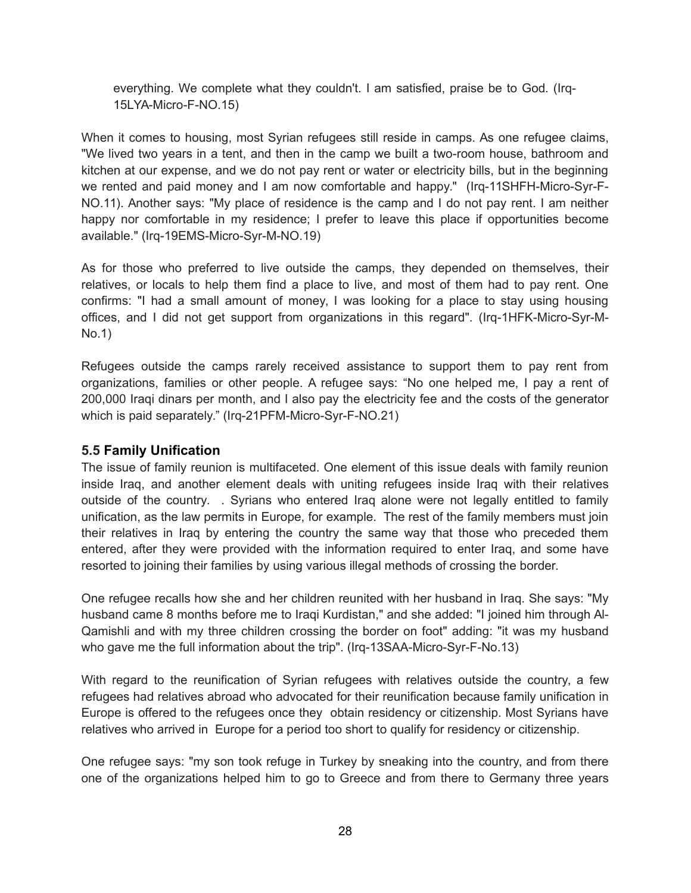everything. We complete what they couldn't. I am satisfied, praise be to God. (Irq-15LYA-Micro-F-NO.15)

When it comes to housing, most Syrian refugees still reside in camps. As one refugee claims, "We lived two years in a tent, and then in the camp we built a two-room house, bathroom and kitchen at our expense, and we do not pay rent or water or electricity bills, but in the beginning we rented and paid money and I am now comfortable and happy." (Irq-11SHFH-Micro-Syr-F-NO.11). Another says: "My place of residence is the camp and I do not pay rent. I am neither happy nor comfortable in my residence; I prefer to leave this place if opportunities become available." (Irq-19EMS-Micro-Syr-M-NO.19)

As for those who preferred to live outside the camps, they depended on themselves, their relatives, or locals to help them find a place to live, and most of them had to pay rent. One confirms: "I had a small amount of money, I was looking for a place to stay using housing offices, and I did not get support from organizations in this regard". (Irq-1HFK-Micro-Syr-M-No.1)

Refugees outside the camps rarely received assistance to support them to pay rent from organizations, families or other people. A refugee says: “No one helped me, I pay a rent of 200,000 Iraqi dinars per month, and I also pay the electricity fee and the costs of the generator which is paid separately.” (Irq-21PFM-Micro-Syr-F-NO.21)

### 5.5 Family Unification

The issue of family reunion is multifaceted. One element of this issue deals with family reunion inside Iraq, and another element deals with uniting refugees inside Iraq with their relatives outside of the country. . Syrians who entered Iraq alone were not legally entitled to family unification, as the law permits in Europe, for example. The rest of the family members must join their relatives in Iraq by entering the country the same way that those who preceded them entered, after they were provided with the information required to enter Iraq, and some have resorted to joining their families by using various illegal methods of crossing the border.

One refugee recalls how she and her children reunited with her husband in Iraq. She says: "My husband came 8 months before me to Iraqi Kurdistan," and she added: "I joined him through Al-Qamishli and with my three children crossing the border on foot" adding: "it was my husband who gave me the full information about the trip". (Irq-13SAA-Micro-Syr-F-No.13)

With regard to the reunification of Syrian refugees with relatives outside the country, a few refugees had relatives abroad who advocated for their reunification because family unification in Europe is offered to the refugees once they obtain residency or citizenship. Most Syrians have relatives who arrived in Europe for a period too short to qualify for residency or citizenship.

One refugee says: "my son took refuge in Turkey by sneaking into the country, and from there one of the organizations helped him to go to Greece and from there to Germany three years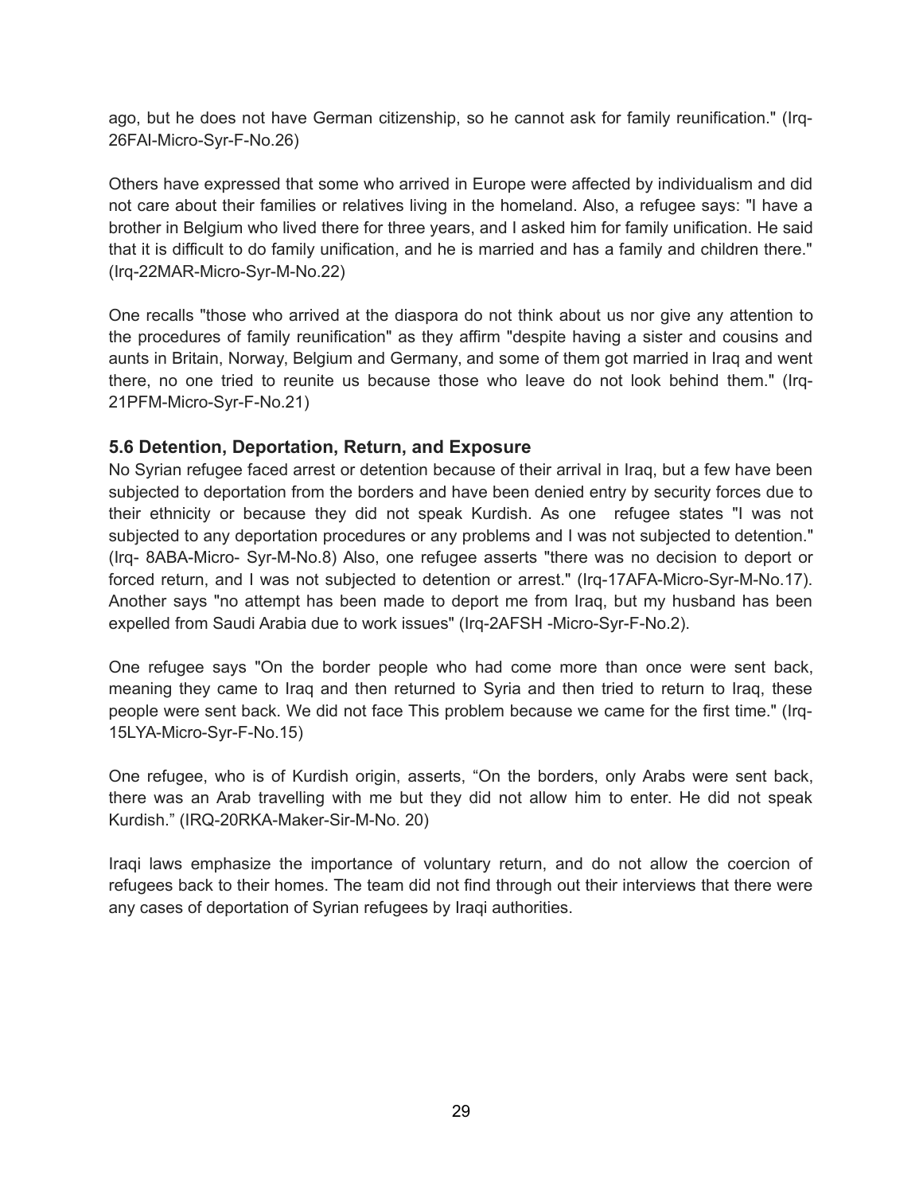ago, but he does not have German citizenship, so he cannot ask for family reunification." (Irq-26FAI-Micro-Syr-F-No.26)

Others have expressed that some who arrived in Europe were affected by individualism and did not care about their families or relatives living in the homeland. Also, a refugee says: "I have a brother in Belgium who lived there for three years, and I asked him for family unification. He said that it is difficult to do family unification, and he is married and has a family and children there." (Irq-22MAR-Micro-Syr-M-No.22)

One recalls "those who arrived at the diaspora do not think about us nor give any attention to the procedures of family reunification" as they affirm "despite having a sister and cousins and aunts in Britain, Norway, Belgium and Germany, and some of them got married in Iraq and went there, no one tried to reunite us because those who leave do not look behind them." (Irq-21PFM-Micro-Syr-F-No.21)

### 5.6 Detention, Deportation, Return, and Exposure

No Syrian refugee faced arrest or detention because of their arrival in Iraq, but a few have been subjected to deportation from the borders and have been denied entry by security forces due to their ethnicity or because they did not speak Kurdish. As one refugee states "I was not subjected to any deportation procedures or any problems and I was not subjected to detention." (Irq- 8ABA-Micro- Syr-M-No.8) Also, one refugee asserts "there was no decision to deport or forced return, and I was not subjected to detention or arrest." (Irq-17AFA-Micro-Syr-M-No.17). Another says "no attempt has been made to deport me from Iraq, but my husband has been expelled from Saudi Arabia due to work issues" (Irq-2AFSH -Micro-Syr-F-No.2).

One refugee says "On the border people who had come more than once were sent back, meaning they came to Iraq and then returned to Syria and then tried to return to Iraq, these people were sent back. We did not face This problem because we came for the first time." (Irq-15LYA-Micro-Syr-F-No.15)

One refugee, who is of Kurdish origin, asserts, “On the borders, only Arabs were sent back, there was an Arab travelling with me but they did not allow him to enter. He did not speak Kurdish.” (IRQ-20RKA-Maker-Sir-M-No. 20)

Iraqi laws emphasize the importance of voluntary return, and do not allow the coercion of refugees back to their homes. The team did not find through out their interviews that there were any cases of deportation of Syrian refugees by Iraqi authorities.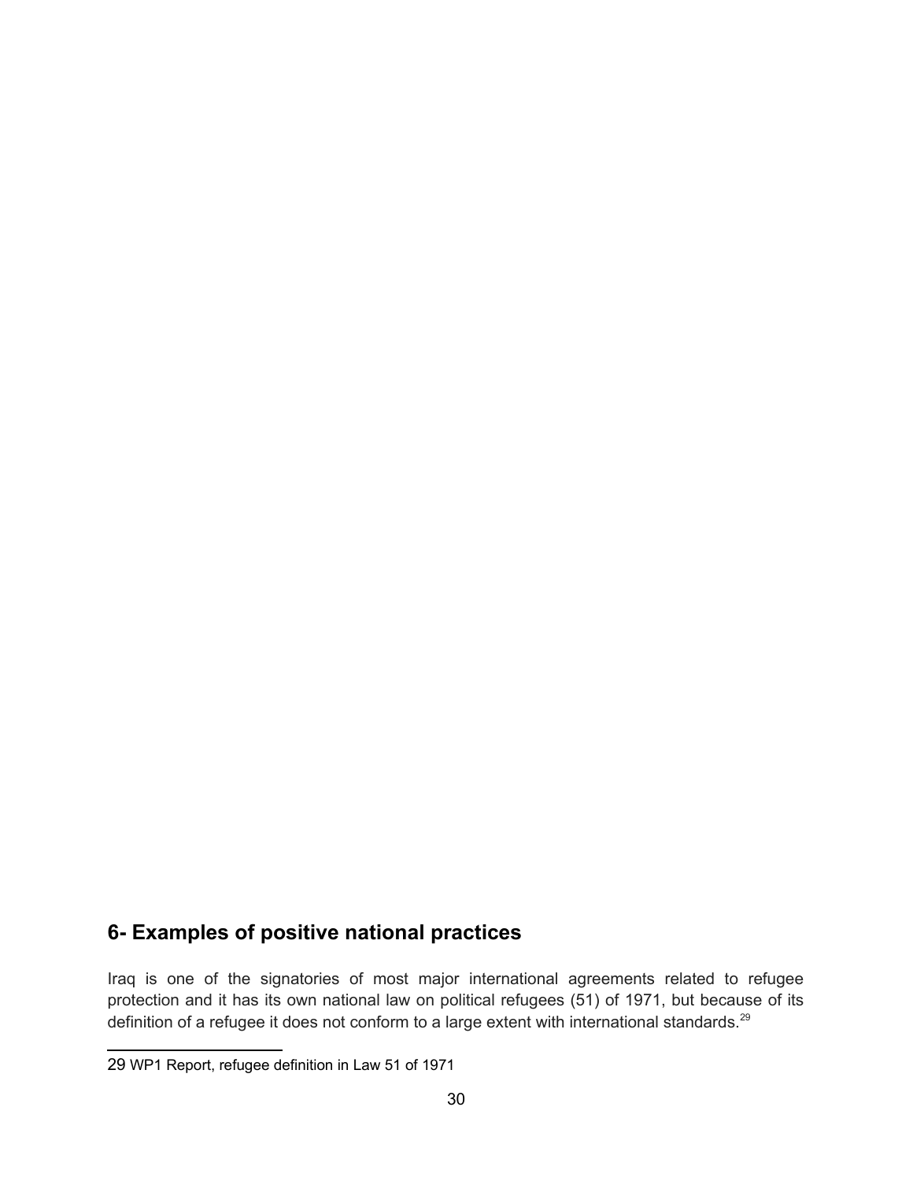## 6- Examples of positive national practices

Iraq is one of the signatories of most major international agreements related to refugee protection and it has its own national law on political refugees (51) of 1971, but because of its definition of a refugee it does not conform to a large extent with international standards.[29]

---

29 WP1 Report, refugee definition in Law 51 of 1971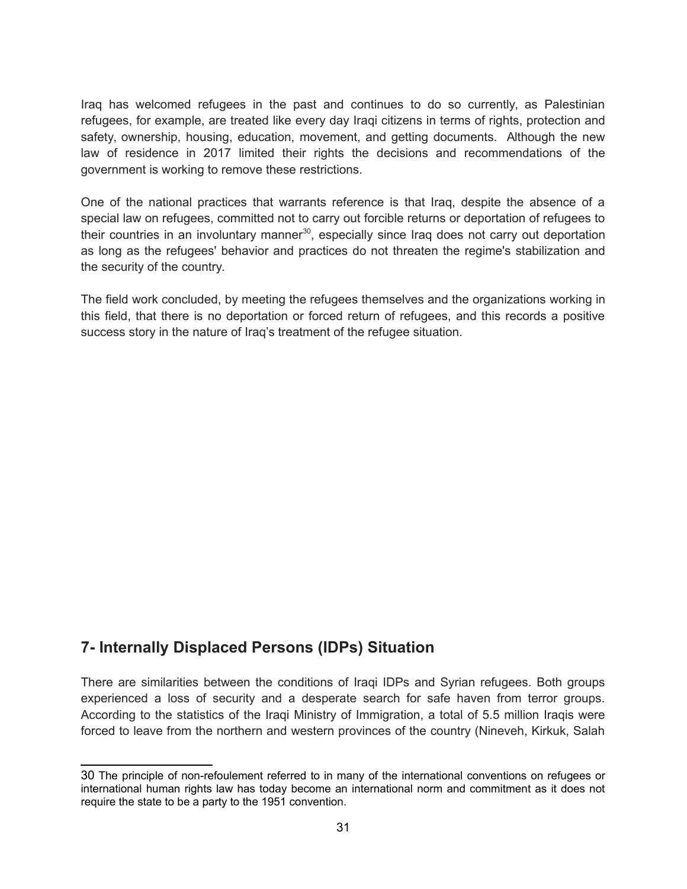Iraq has welcomed refugees in the past and continues to do so currently, as Palestinian refugees, for example, are treated like every day Iraqi citizens in terms of rights, protection and safety, ownership, housing, education, movement, and getting documents. Although the new law of residence in 2017 limited their rights the decisions and recommendations of the government is working to remove these restrictions.

One of the national practices that warrants reference is that Iraq, despite the absence of a special law on refugees, committed not to carry out forcible returns or deportation of refugees to their countries in an involuntary manner[30], especially since Iraq does not carry out deportation as long as the refugees' behavior and practices do not threaten the regime's stabilization and the security of the country.

The field work concluded, by meeting the refugees themselves and the organizations working in this field, that there is no deportation or forced return of refugees, and this records a positive success story in the nature of Iraq's treatment of the refugee situation.

## 7- Internally Displaced Persons (IDPs) Situation

There are similarities between the conditions of Iraqi IDPs and Syrian refugees. Both groups experienced a loss of security and a desperate search for safe haven from terror groups. According to the statistics of the Iraqi Ministry of Immigration, a total of 5.5 million Iraqis were forced to leave from the northern and western provinces of the country (Nineveh, Kirkuk, Salah

30 The principle of non-refoulement referred to in many of the international conventions on refugees or international human rights law has today become an international norm and commitment as it does not require the state to be a party to the 1951 convention.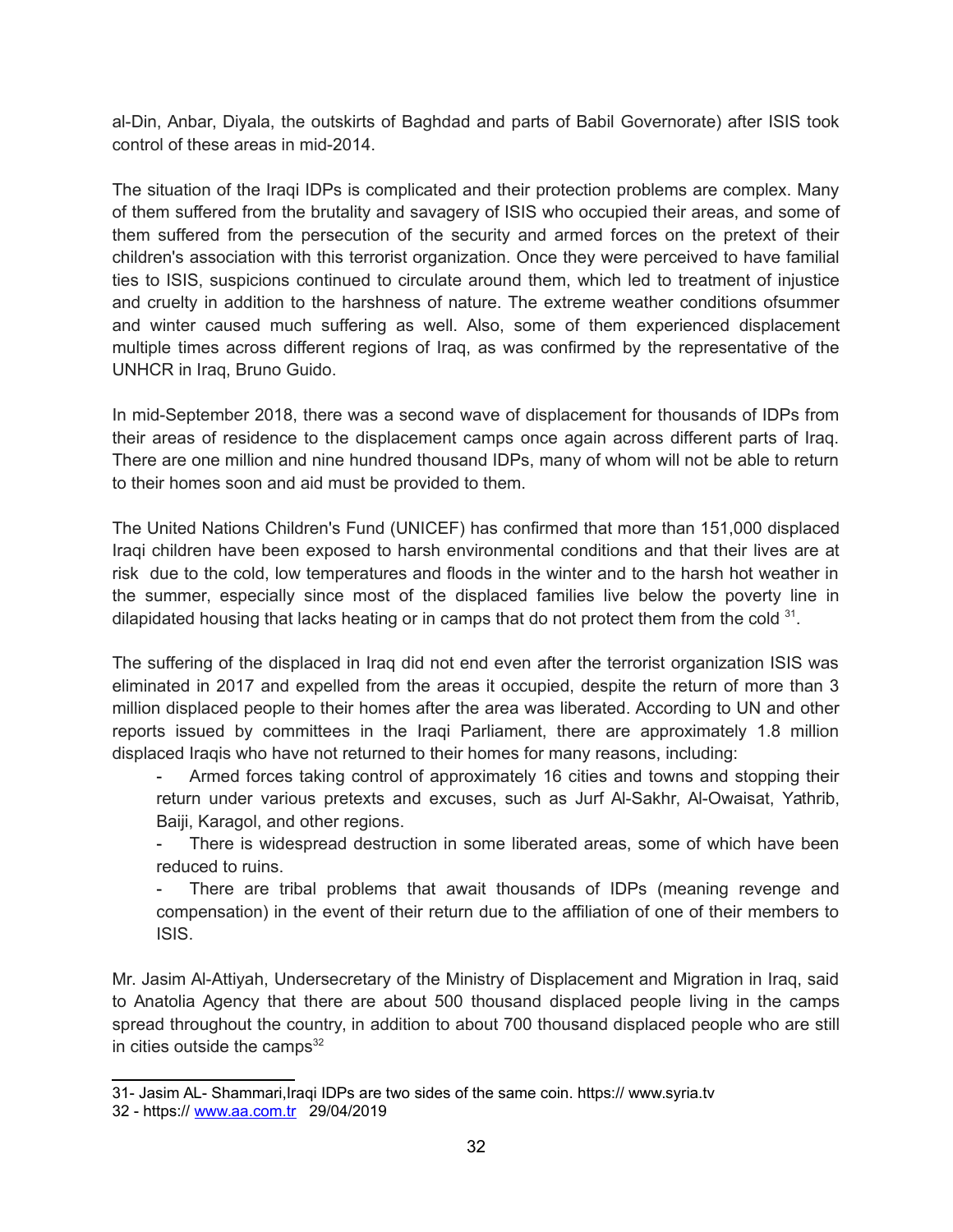al-Din, Anbar, Diyala, the outskirts of Baghdad and parts of Babil Governorate) after ISIS took control of these areas in mid-2014.

The situation of the Iraqi IDPs is complicated and their protection problems are complex. Many of them suffered from the brutality and savagery of ISIS who occupied their areas, and some of them suffered from the persecution of the security and armed forces on the pretext of their children's association with this terrorist organization. Once they were perceived to have familial ties to ISIS, suspicions continued to circulate around them, which led to treatment of injustice and cruelty in addition to the harshness of nature. The extreme weather conditions ofsummer and winter caused much suffering as well. Also, some of them experienced displacement multiple times across different regions of Iraq, as was confirmed by the representative of the UNHCR in Iraq, Bruno Guido.

In mid-September 2018, there was a second wave of displacement for thousands of IDPs from their areas of residence to the displacement camps once again across different parts of Iraq. There are one million and nine hundred thousand IDPs, many of whom will not be able to return to their homes soon and aid must be provided to them.

The United Nations Children's Fund (UNICEF) has confirmed that more than 151,000 displaced Iraqi children have been exposed to harsh environmental conditions and that their lives are at risk due to the cold, low temperatures and floods in the winter and to the harsh hot weather in the summer, especially since most of the displaced families live below the poverty line in dilapidated housing that lacks heating or in camps that do not protect them from the cold [31].

The suffering of the displaced in Iraq did not end even after the terrorist organization ISIS was eliminated in 2017 and expelled from the areas it occupied, despite the return of more than 3 million displaced people to their homes after the area was liberated. According to UN and other reports issued by committees in the Iraqi Parliament, there are approximately 1.8 million displaced Iraqis who have not returned to their homes for many reasons, including:

- Armed forces taking control of approximately 16 cities and towns and stopping their return under various pretexts and excuses, such as Jurf Al-Sakhr, Al-Owaisat, Yathrib, Baiji, Karagol, and other regions.
- There is widespread destruction in some liberated areas, some of which have been reduced to ruins.
- There are tribal problems that await thousands of IDPs (meaning revenge and compensation) in the event of their return due to the affiliation of one of their members to ISIS.

Mr. Jasim Al-Attiyah, Undersecretary of the Ministry of Displacement and Migration in Iraq, said to Anatolia Agency that there are about 500 thousand displaced people living in the camps spread throughout the country, in addition to about 700 thousand displaced people who are still in cities outside the camps[32]

---

31- Jasim AL- Shammari,Iraqi IDPs are two sides of the same coin. https:// www.syria.tv

32 - https:// www.aa.com.tr 29/04/2019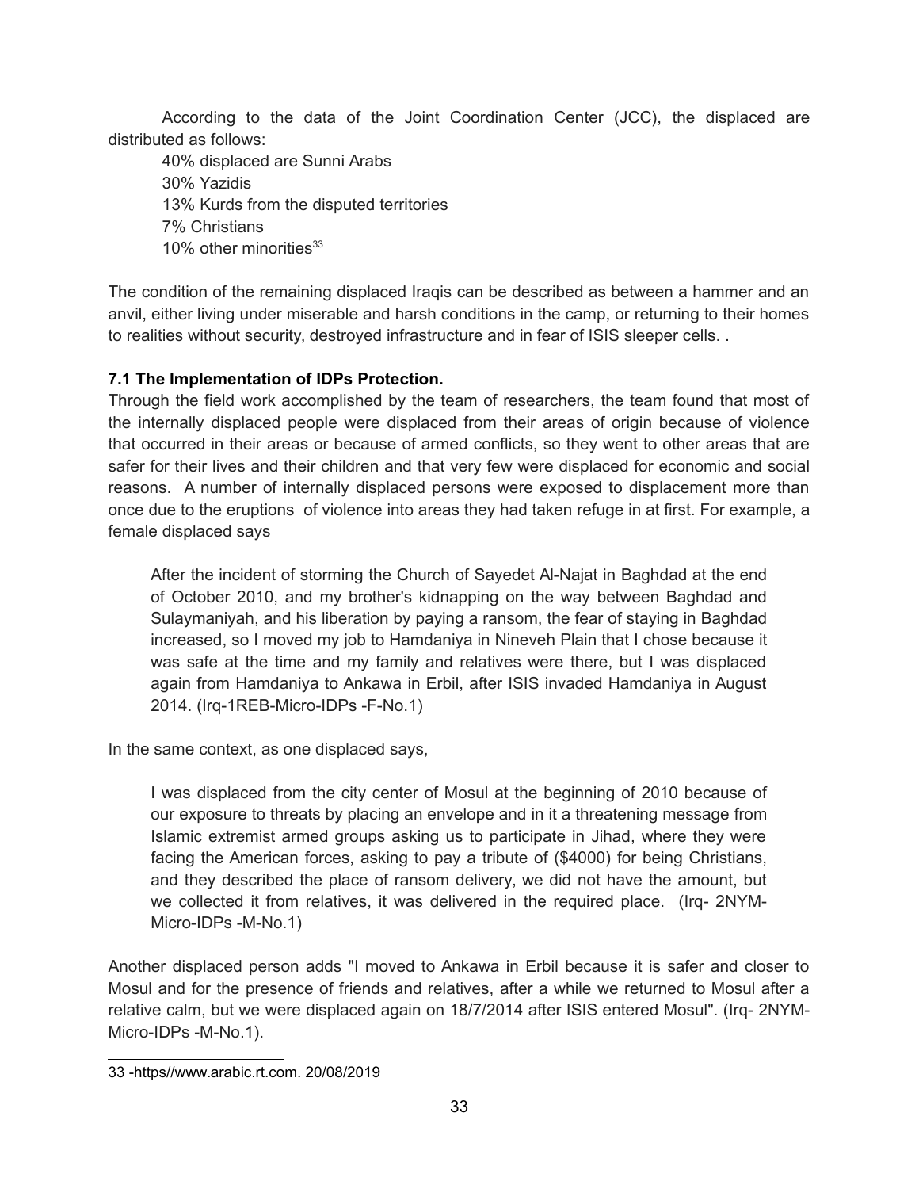According to the data of the Joint Coordination Center (JCC), the displaced are distributed as follows:

40% displaced are Sunni Arabs
30% Yazidis
13% Kurds from the disputed territories
7% Christians
10% other minorities[33]

The condition of the remaining displaced Iraqis can be described as between a hammer and an anvil, either living under miserable and harsh conditions in the camp, or returning to their homes to realities without security, destroyed infrastructure and in fear of ISIS sleeper cells. .

### 7.1 The Implementation of IDPs Protection.

Through the field work accomplished by the team of researchers, the team found that most of the internally displaced people were displaced from their areas of origin because of violence that occurred in their areas or because of armed conflicts, so they went to other areas that are safer for their lives and their children and that very few were displaced for economic and social reasons. A number of internally displaced persons were exposed to displacement more than once due to the eruptions of violence into areas they had taken refuge in at first. For example, a female displaced says

> After the incident of storming the Church of Sayedet Al-Najat in Baghdad at the end of October 2010, and my brother's kidnapping on the way between Baghdad and Sulaymaniyah, and his liberation by paying a ransom, the fear of staying in Baghdad increased, so I moved my job to Hamdaniya in Nineveh Plain that I chose because it was safe at the time and my family and relatives were there, but I was displaced again from Hamdaniya to Ankawa in Erbil, after ISIS invaded Hamdaniya in August 2014. (Irq-1REB-Micro-IDPs -F-No.1)

In the same context, as one displaced says,

> I was displaced from the city center of Mosul at the beginning of 2010 because of our exposure to threats by placing an envelope and in it a threatening message from Islamic extremist armed groups asking us to participate in Jihad, where they were facing the American forces, asking to pay a tribute of ($4000) for being Christians, and they described the place of ransom delivery, we did not have the amount, but we collected it from relatives, it was delivered in the required place. (Irq- 2NYM-Micro-IDPs -M-No.1)

Another displaced person adds "I moved to Ankawa in Erbil because it is safer and closer to Mosul and for the presence of friends and relatives, after a while we returned to Mosul after a relative calm, but we were displaced again on 18/7/2014 after ISIS entered Mosul". (Irq- 2NYM-Micro-IDPs -M-No.1).

---

33 -https//www.arabic.rt.com. 20/08/2019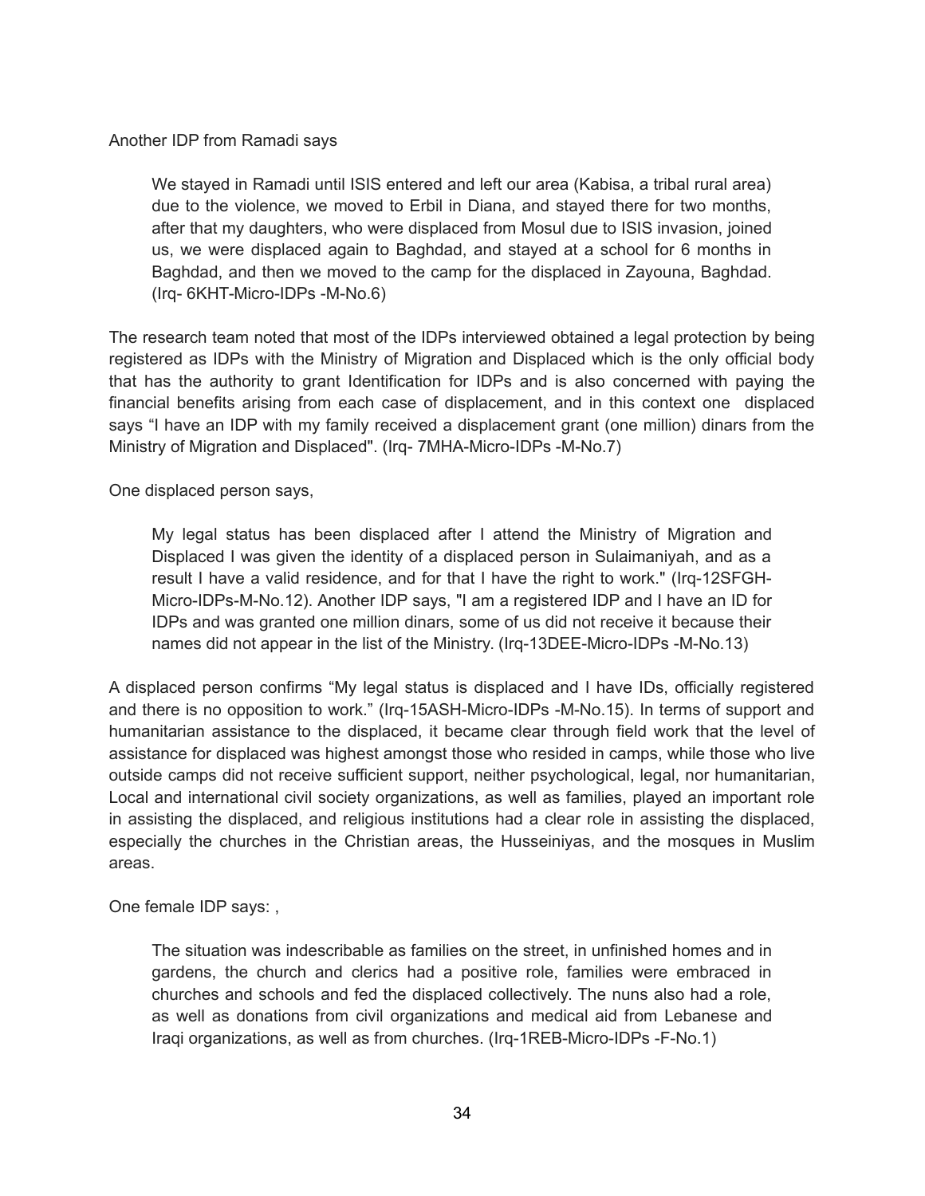Another IDP from Ramadi says

> We stayed in Ramadi until ISIS entered and left our area (Kabisa, a tribal rural area) due to the violence, we moved to Erbil in Diana, and stayed there for two months, after that my daughters, who were displaced from Mosul due to ISIS invasion, joined us, we were displaced again to Baghdad, and stayed at a school for 6 months in Baghdad, and then we moved to the camp for the displaced in Zayouna, Baghdad. (Irq- 6KHT-Micro-IDPs -M-No.6)

The research team noted that most of the IDPs interviewed obtained a legal protection by being registered as IDPs with the Ministry of Migration and Displaced which is the only official body that has the authority to grant Identification for IDPs and is also concerned with paying the financial benefits arising from each case of displacement, and in this context one displaced says "I have an IDP with my family received a displacement grant (one million) dinars from the Ministry of Migration and Displaced". (Irq- 7MHA-Micro-IDPs -M-No.7)

One displaced person says,

> My legal status has been displaced after I attend the Ministry of Migration and Displaced I was given the identity of a displaced person in Sulaimaniyah, and as a result I have a valid residence, and for that I have the right to work." (Irq-12SFGH-Micro-IDPs-M-No.12). Another IDP says, "I am a registered IDP and I have an ID for IDPs and was granted one million dinars, some of us did not receive it because their names did not appear in the list of the Ministry. (Irq-13DEE-Micro-IDPs -M-No.13)

A displaced person confirms "My legal status is displaced and I have IDs, officially registered and there is no opposition to work." (Irq-15ASH-Micro-IDPs -M-No.15). In terms of support and humanitarian assistance to the displaced, it became clear through field work that the level of assistance for displaced was highest amongst those who resided in camps, while those who live outside camps did not receive sufficient support, neither psychological, legal, nor humanitarian, Local and international civil society organizations, as well as families, played an important role in assisting the displaced, and religious institutions had a clear role in assisting the displaced, especially the churches in the Christian areas, the Husseiniyas, and the mosques in Muslim areas.

One female IDP says: ,

> The situation was indescribable as families on the street, in unfinished homes and in gardens, the church and clerics had a positive role, families were embraced in churches and schools and fed the displaced collectively. The nuns also had a role, as well as donations from civil organizations and medical aid from Lebanese and Iraqi organizations, as well as from churches. (Irq-1REB-Micro-IDPs -F-No.1)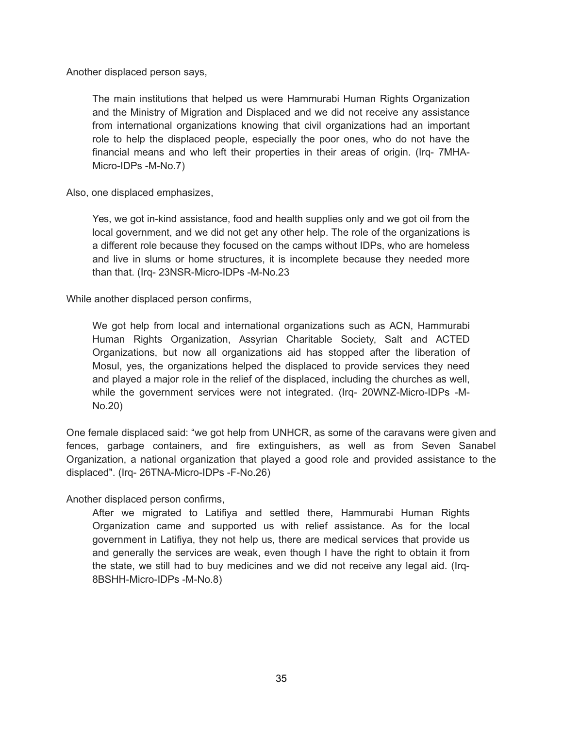Another displaced person says,

> The main institutions that helped us were Hammurabi Human Rights Organization and the Ministry of Migration and Displaced and we did not receive any assistance from international organizations knowing that civil organizations had an important role to help the displaced people, especially the poor ones, who do not have the financial means and who left their properties in their areas of origin. (Irq- 7MHA-Micro-IDPs -M-No.7)

Also, one displaced emphasizes,

> Yes, we got in-kind assistance, food and health supplies only and we got oil from the local government, and we did not get any other help. The role of the organizations is a different role because they focused on the camps without IDPs, who are homeless and live in slums or home structures, it is incomplete because they needed more than that. (Irq- 23NSR-Micro-IDPs -M-No.23

While another displaced person confirms,

> We got help from local and international organizations such as ACN, Hammurabi Human Rights Organization, Assyrian Charitable Society, Salt and ACTED Organizations, but now all organizations aid has stopped after the liberation of Mosul, yes, the organizations helped the displaced to provide services they need and played a major role in the relief of the displaced, including the churches as well, while the government services were not integrated. (Irq- 20WNZ-Micro-IDPs -M-No.20)

One female displaced said: "we got help from UNHCR, as some of the caravans were given and fences, garbage containers, and fire extinguishers, as well as from Seven Sanabel Organization, a national organization that played a good role and provided assistance to the displaced". (Irq- 26TNA-Micro-IDPs -F-No.26)

Another displaced person confirms,

> After we migrated to Latifiya and settled there, Hammurabi Human Rights Organization came and supported us with relief assistance. As for the local government in Latifiya, they not help us, there are medical services that provide us and generally the services are weak, even though I have the right to obtain it from the state, we still had to buy medicines and we did not receive any legal aid. (Irq- 8BSHH-Micro-IDPs -M-No.8)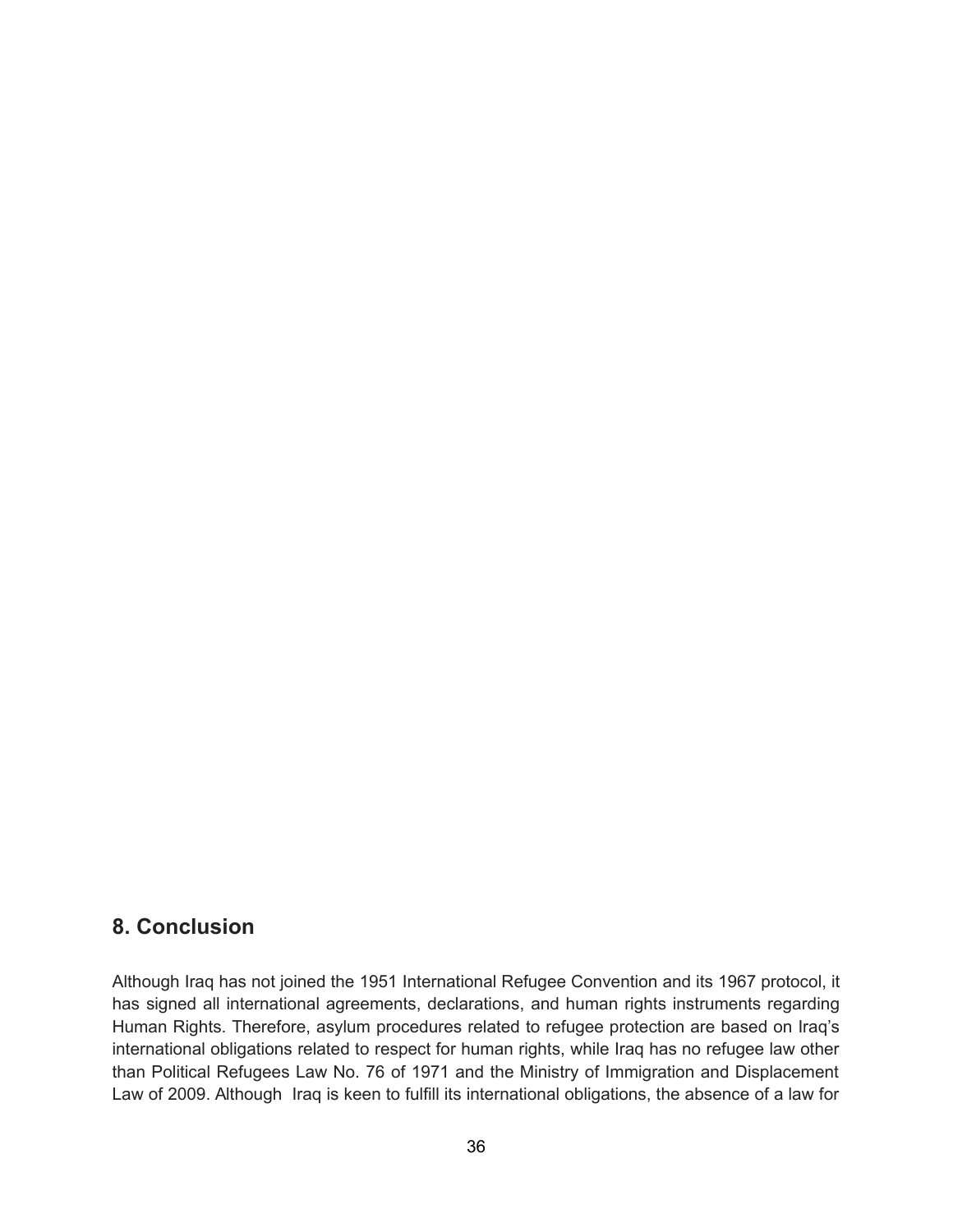## 8. Conclusion

Although Iraq has not joined the 1951 International Refugee Convention and its 1967 protocol, it has signed all international agreements, declarations, and human rights instruments regarding Human Rights. Therefore, asylum procedures related to refugee protection are based on Iraq's international obligations related to respect for human rights, while Iraq has no refugee law other than Political Refugees Law No. 76 of 1971 and the Ministry of Immigration and Displacement Law of 2009. Although Iraq is keen to fulfill its international obligations, the absence of a law for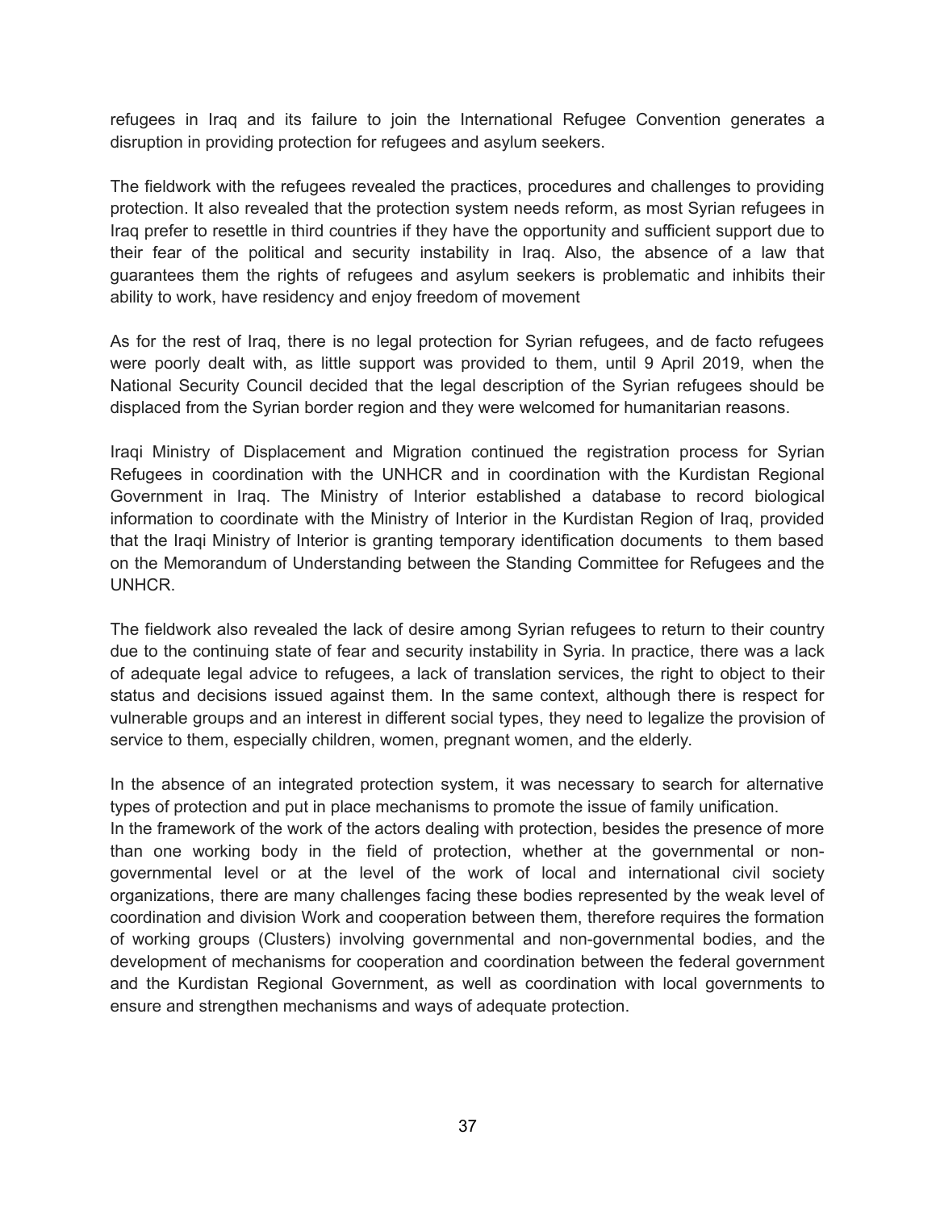refugees in Iraq and its failure to join the International Refugee Convention generates a disruption in providing protection for refugees and asylum seekers.

The fieldwork with the refugees revealed the practices, procedures and challenges to providing protection. It also revealed that the protection system needs reform, as most Syrian refugees in Iraq prefer to resettle in third countries if they have the opportunity and sufficient support due to their fear of the political and security instability in Iraq. Also, the absence of a law that guarantees them the rights of refugees and asylum seekers is problematic and inhibits their ability to work, have residency and enjoy freedom of movement

As for the rest of Iraq, there is no legal protection for Syrian refugees, and de facto refugees were poorly dealt with, as little support was provided to them, until 9 April 2019, when the National Security Council decided that the legal description of the Syrian refugees should be displaced from the Syrian border region and they were welcomed for humanitarian reasons.

Iraqi Ministry of Displacement and Migration continued the registration process for Syrian Refugees in coordination with the UNHCR and in coordination with the Kurdistan Regional Government in Iraq. The Ministry of Interior established a database to record biological information to coordinate with the Ministry of Interior in the Kurdistan Region of Iraq, provided that the Iraqi Ministry of Interior is granting temporary identification documents to them based on the Memorandum of Understanding between the Standing Committee for Refugees and the UNHCR.

The fieldwork also revealed the lack of desire among Syrian refugees to return to their country due to the continuing state of fear and security instability in Syria. In practice, there was a lack of adequate legal advice to refugees, a lack of translation services, the right to object to their status and decisions issued against them. In the same context, although there is respect for vulnerable groups and an interest in different social types, they need to legalize the provision of service to them, especially children, women, pregnant women, and the elderly.

In the absence of an integrated protection system, it was necessary to search for alternative types of protection and put in place mechanisms to promote the issue of family unification.
In the framework of the work of the actors dealing with protection, besides the presence of more than one working body in the field of protection, whether at the governmental or non-governmental level or at the level of the work of local and international civil society organizations, there are many challenges facing these bodies represented by the weak level of coordination and division Work and cooperation between them, therefore requires the formation of working groups (Clusters) involving governmental and non-governmental bodies, and the development of mechanisms for cooperation and coordination between the federal government and the Kurdistan Regional Government, as well as coordination with local governments to ensure and strengthen mechanisms and ways of adequate protection.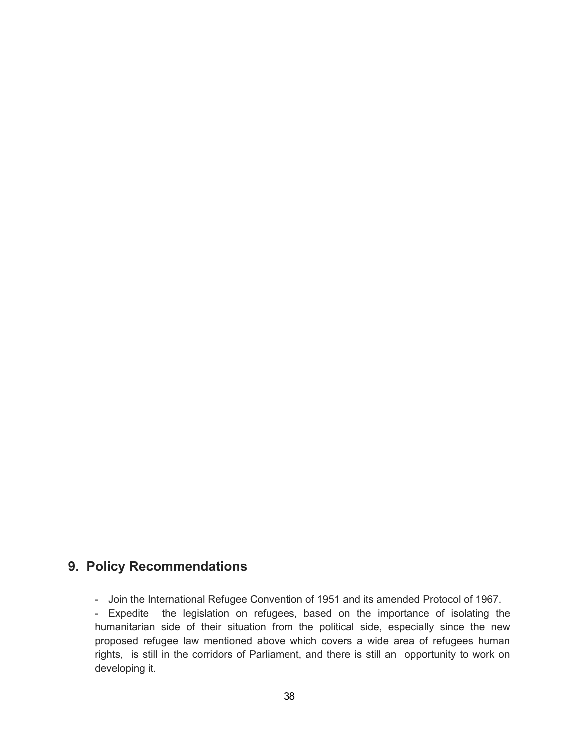## 9. Policy Recommendations

- Join the International Refugee Convention of 1951 and its amended Protocol of 1967.
- Expedite the legislation on refugees, based on the importance of isolating the humanitarian side of their situation from the political side, especially since the new proposed refugee law mentioned above which covers a wide area of refugees human rights, is still in the corridors of Parliament, and there is still an opportunity to work on developing it.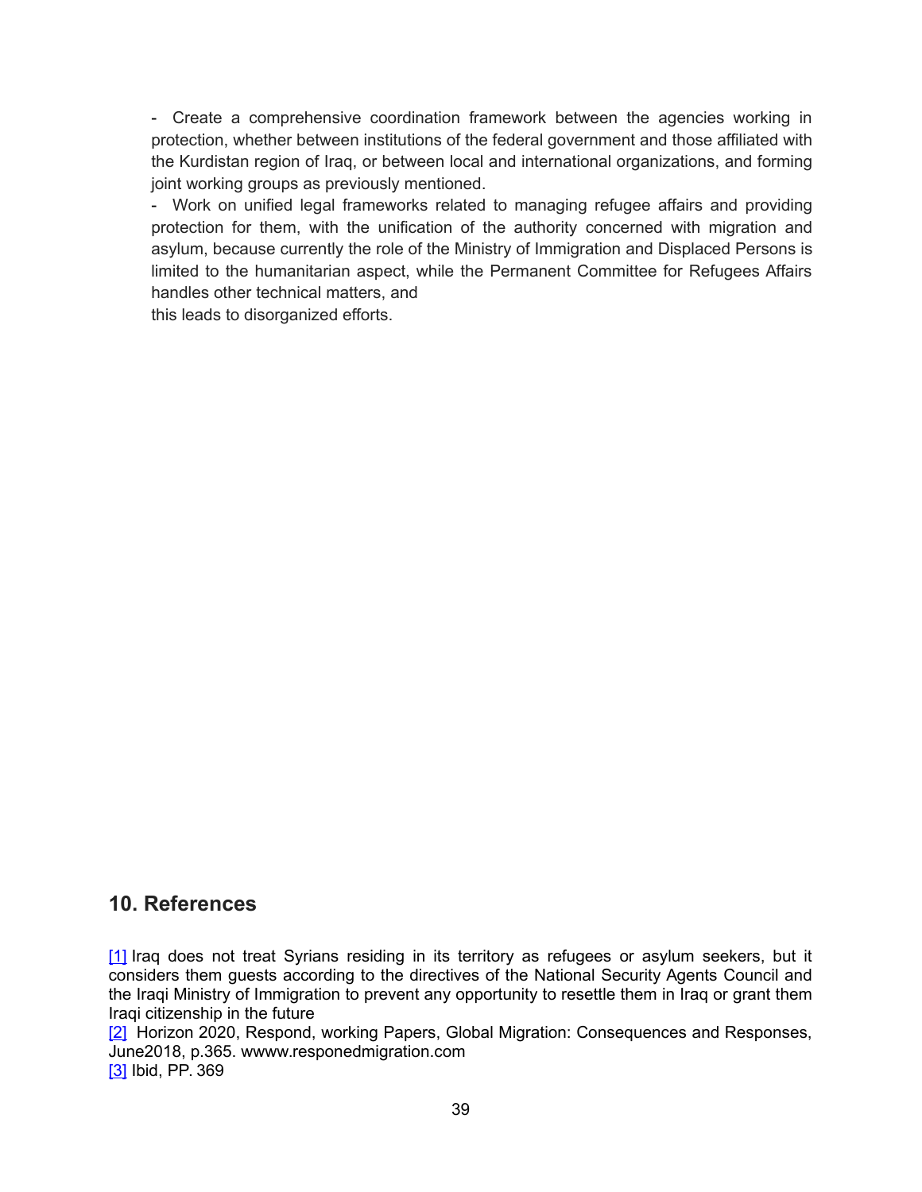- Create a comprehensive coordination framework between the agencies working in protection, whether between institutions of the federal government and those affiliated with the Kurdistan region of Iraq, or between local and international organizations, and forming joint working groups as previously mentioned.

- Work on unified legal frameworks related to managing refugee affairs and providing protection for them, with the unification of the authority concerned with migration and asylum, because currently the role of the Ministry of Immigration and Displaced Persons is limited to the humanitarian aspect, while the Permanent Committee for Refugees Affairs handles other technical matters, and
this leads to disorganized efforts.

## 10. References

[1] Iraq does not treat Syrians residing in its territory as refugees or asylum seekers, but it considers them guests according to the directives of the National Security Agents Council and the Iraqi Ministry of Immigration to prevent any opportunity to resettle them in Iraq or grant them Iraqi citizenship in the future

[2] Horizon 2020, Respond, working Papers, Global Migration: Consequences and Responses, June2018, p.365. wwww.responedmigration.com

[3] Ibid, PP. 369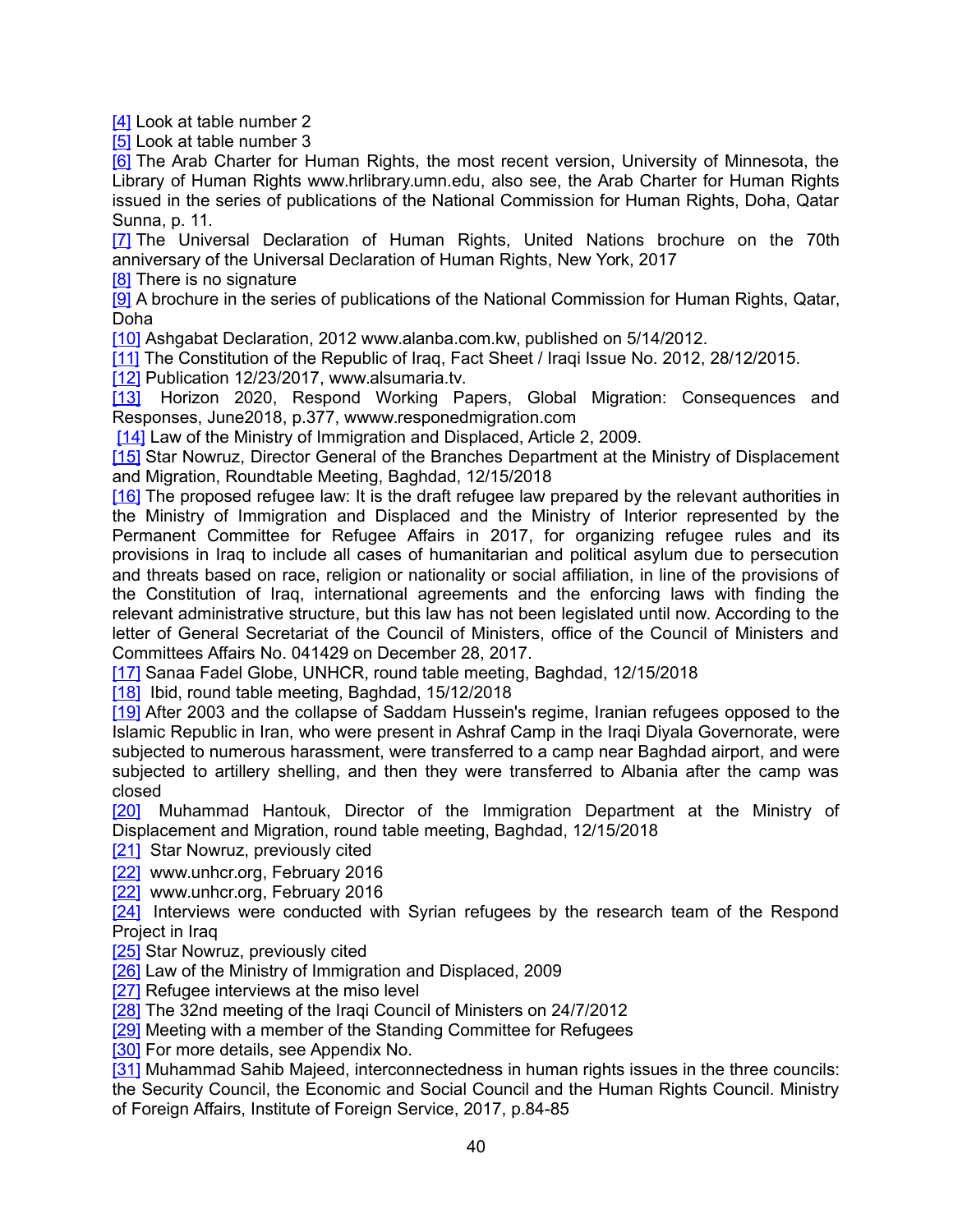[4] Look at table number 2

[5] Look at table number 3

[6] The Arab Charter for Human Rights, the most recent version, University of Minnesota, the Library of Human Rights www.hrlibrary.umn.edu, also see, the Arab Charter for Human Rights issued in the series of publications of the National Commission for Human Rights, Doha, Qatar Sunna, p. 11.

[7] The Universal Declaration of Human Rights, United Nations brochure on the 70th anniversary of the Universal Declaration of Human Rights, New York, 2017

[8] There is no signature

[9] A brochure in the series of publications of the National Commission for Human Rights, Qatar, Doha

[10] Ashgabat Declaration, 2012 www.alanba.com.kw, published on 5/14/2012.

[11] The Constitution of the Republic of Iraq, Fact Sheet / Iraqi Issue No. 2012, 28/12/2015.

[12] Publication 12/23/2017, www.alsumaria.tv.

[13] Horizon 2020, Respond Working Papers, Global Migration: Consequences and Responses, June2018, p.377, wwww.responedmigration.com

[14] Law of the Ministry of Immigration and Displaced, Article 2, 2009.

[15] Star Nowruz, Director General of the Branches Department at the Ministry of Displacement and Migration, Roundtable Meeting, Baghdad, 12/15/2018

[16] The proposed refugee law: It is the draft refugee law prepared by the relevant authorities in the Ministry of Immigration and Displaced and the Ministry of Interior represented by the Permanent Committee for Refugee Affairs in 2017, for organizing refugee rules and its provisions in Iraq to include all cases of humanitarian and political asylum due to persecution and threats based on race, religion or nationality or social affiliation, in line of the provisions of the Constitution of Iraq, international agreements and the enforcing laws with finding the relevant administrative structure, but this law has not been legislated until now. According to the letter of General Secretariat of the Council of Ministers, office of the Council of Ministers and Committees Affairs No. 041429 on December 28, 2017.

[17] Sanaa Fadel Globe, UNHCR, round table meeting, Baghdad, 12/15/2018

[18] Ibid, round table meeting, Baghdad, 15/12/2018

[19] After 2003 and the collapse of Saddam Hussein's regime, Iranian refugees opposed to the Islamic Republic in Iran, who were present in Ashraf Camp in the Iraqi Diyala Governorate, were subjected to numerous harassment, were transferred to a camp near Baghdad airport, and were subjected to artillery shelling, and then they were transferred to Albania after the camp was closed

[20] Muhammad Hantouk, Director of the Immigration Department at the Ministry of Displacement and Migration, round table meeting, Baghdad, 12/15/2018

[21] Star Nowruz, previously cited

[22] www.unhcr.org, February 2016

[22] www.unhcr.org, February 2016

[24] Interviews were conducted with Syrian refugees by the research team of the Respond Project in Iraq

[25] Star Nowruz, previously cited

[26] Law of the Ministry of Immigration and Displaced, 2009

[27] Refugee interviews at the miso level

[28] The 32nd meeting of the Iraqi Council of Ministers on 24/7/2012

[29] Meeting with a member of the Standing Committee for Refugees

[30] For more details, see Appendix No.

[31] Muhammad Sahib Majeed, interconnectedness in human rights issues in the three councils: the Security Council, the Economic and Social Council and the Human Rights Council. Ministry of Foreign Affairs, Institute of Foreign Service, 2017, p.84-85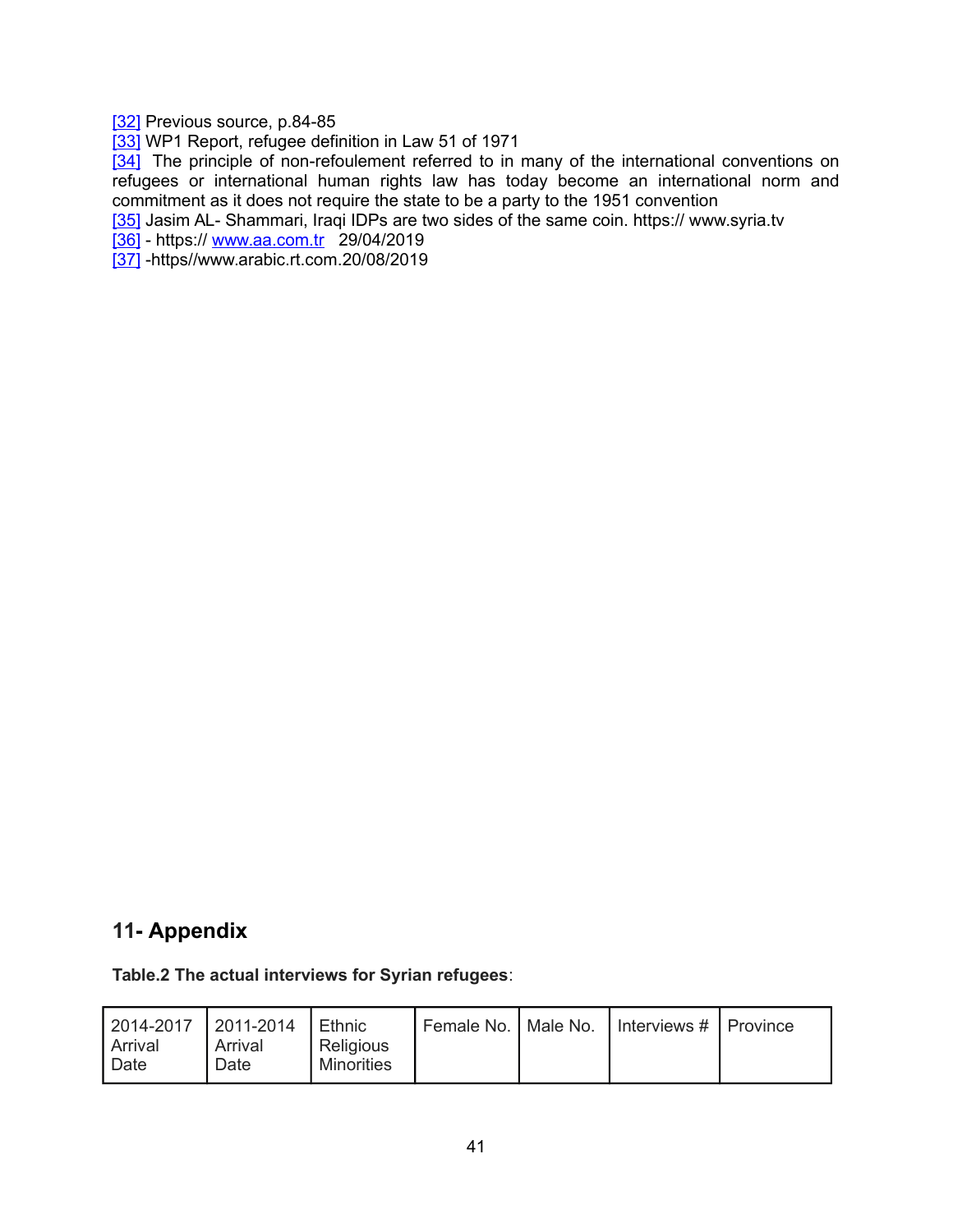[32] Previous source, p.84-85

[33] WP1 Report, refugee definition in Law 51 of 1971

[34] The principle of non-refoulement referred to in many of the international conventions on refugees or international human rights law has today become an international norm and commitment as it does not require the state to be a party to the 1951 convention

[35] Jasim AL- Shammari, Iraqi IDPs are two sides of the same coin. https:// www.syria.tv

[36] - https:// www.aa.com.tr 29/04/2019

[37] -https//www.arabic.rt.com.20/08/2019

## 11- Appendix

**Table.2 The actual interviews for Syrian refugees**:

| 2014-2017 Arrival Date | 2011-2014 Arrival Date | Ethnic Religious Minorities | Female No. | Male No. | Interviews # | Province |
|---|---|---|---|---|---|---|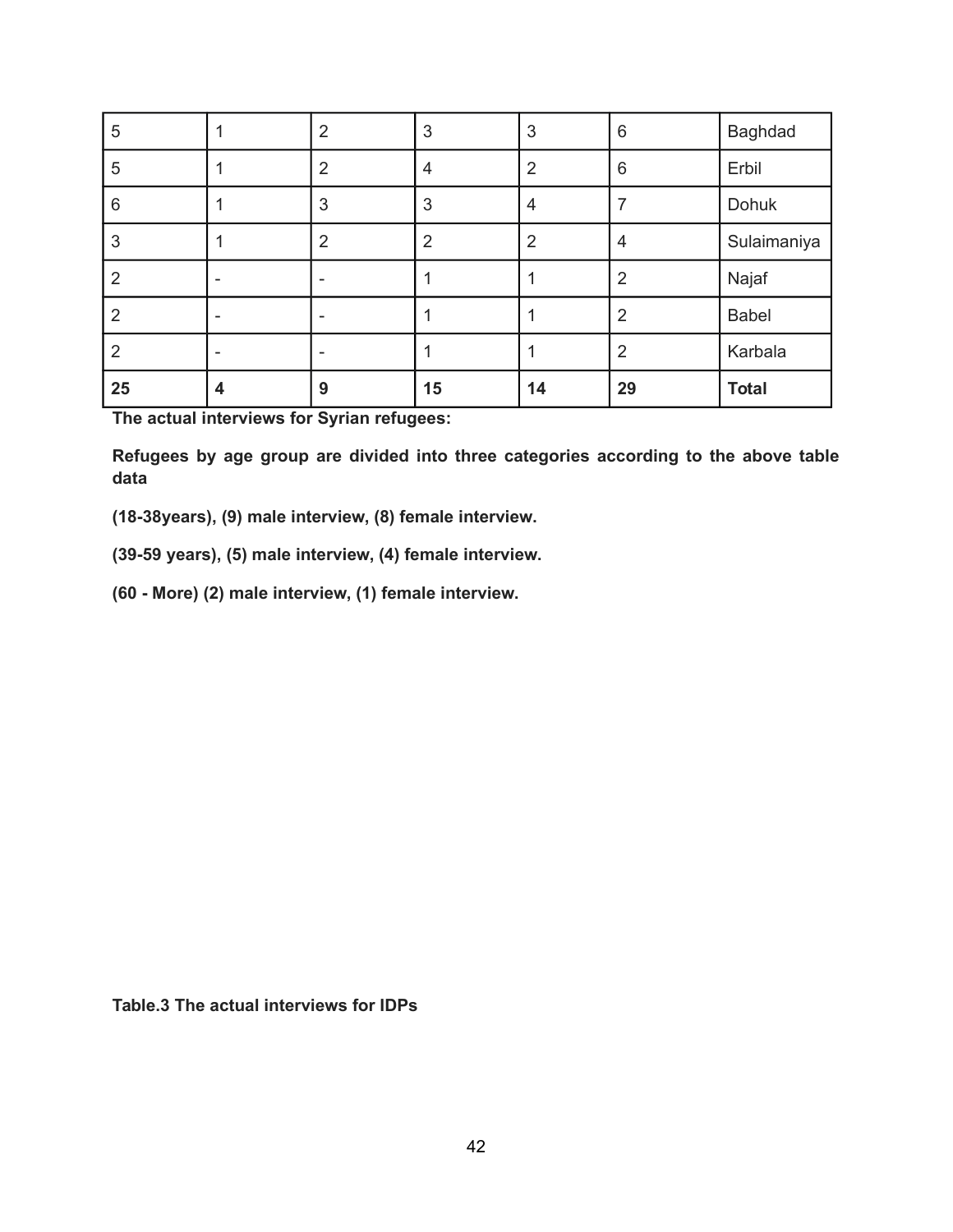| 5 | 1 | 2 | 3 | 3 | 6 | Baghdad |
|---|---|---|---|---|---|---|
| 5 | 1 | 2 | 4 | 2 | 6 | Erbil |
| 6 | 1 | 3 | 3 | 4 | 7 | Dohuk |
| 3 | 1 | 2 | 2 | 2 | 4 | Sulaimaniya |
| 2 | - | - | 1 | 1 | 2 | Najaf |
| 2 | - | - | 1 | 1 | 2 | Babel |
| 2 | - | - | 1 | 1 | 2 | Karbala |
| **25** | **4** | **9** | **15** | **14** | **29** | **Total** |

**The actual interviews for Syrian refugees:**

**Refugees by age group are divided into three categories according to the above table data**

**(18-38years), (9) male interview, (8) female interview.**

**(39-59 years), (5) male interview, (4) female interview.**

**(60 - More) (2) male interview, (1) female interview.**

**Table.3 The actual interviews for IDPs**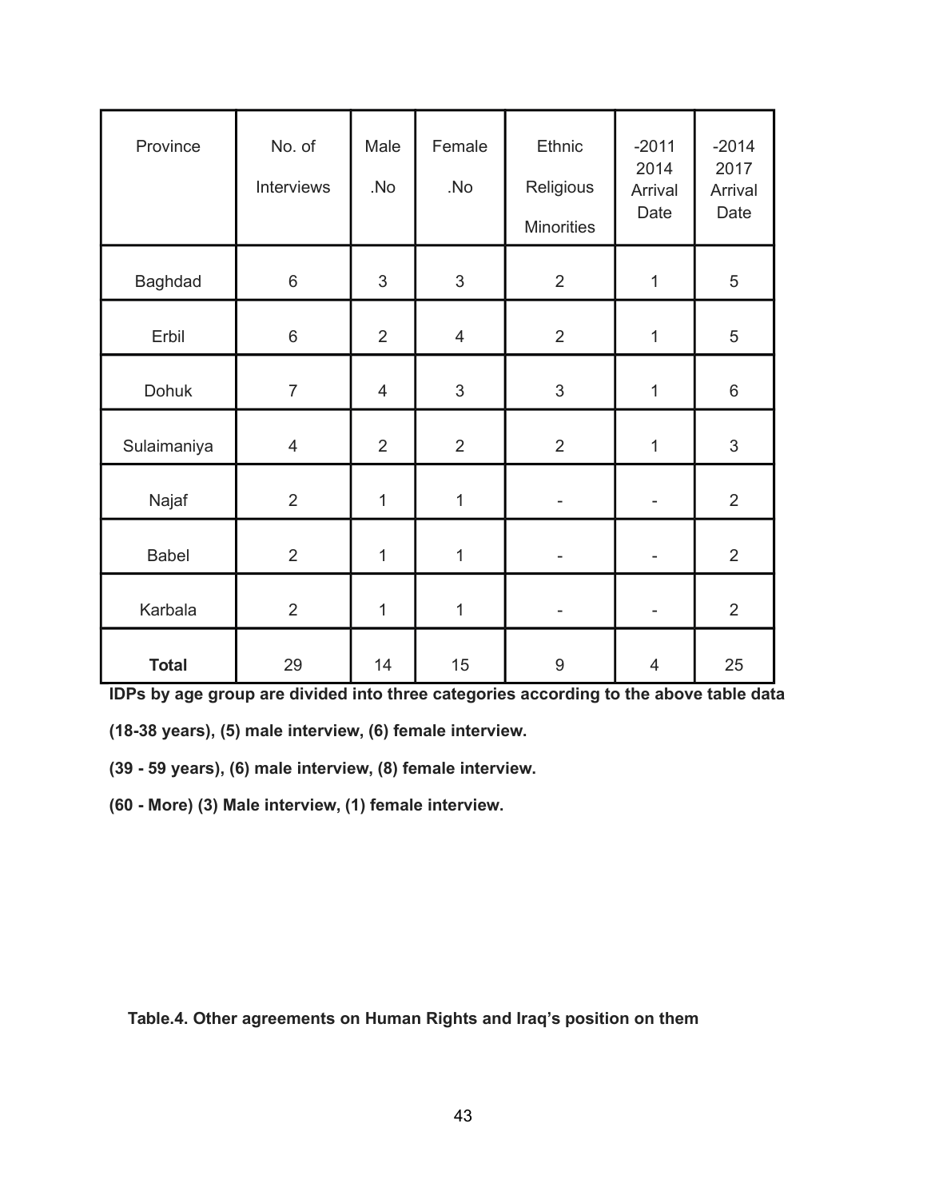| Province | No. of Interviews | Male .No | Female .No | Ethnic Religious Minorities | -2011 2014 Arrival Date | -2014 2017 Arrival Date |
|---|---|---|---|---|---|---|
| Baghdad | 6 | 3 | 3 | 2 | 1 | 5 |
| Erbil | 6 | 2 | 4 | 2 | 1 | 5 |
| Dohuk | 7 | 4 | 3 | 3 | 1 | 6 |
| Sulaimaniya | 4 | 2 | 2 | 2 | 1 | 3 |
| Najaf | 2 | 1 | 1 | - | - | 2 |
| Babel | 2 | 1 | 1 | - | - | 2 |
| Karbala | 2 | 1 | 1 | - | - | 2 |
| **Total** | 29 | 14 | 15 | 9 | 4 | 25 |

**IDPs by age group are divided into three categories according to the above table data**

**(18-38 years), (5) male interview, (6) female interview.**

**(39 - 59 years), (6) male interview, (8) female interview.**

**(60 - More) (3) Male interview, (1) female interview.**

**Table.4. Other agreements on Human Rights and Iraq's position on them**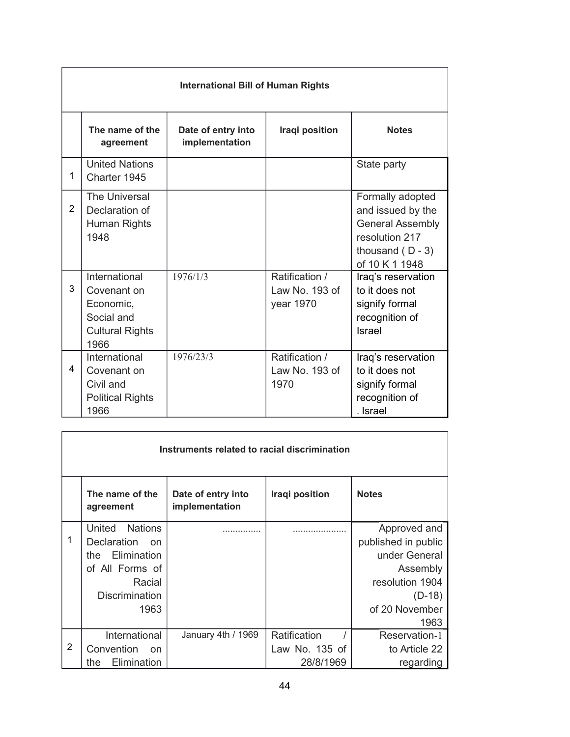| International Bill of Human Rights | | | | |
|---|---|---|---|---|
| | The name of the agreement | Date of entry into implementation | Iraqi position | Notes |
| 1 | United Nations Charter 1945 | | | State party |
| 2 | The Universal Declaration of Human Rights 1948 | | | Formally adopted and issued by the General Assembly resolution 217 thousand ( D - 3) of 10 K 1 1948 |
| 3 | International Covenant on Economic, Social and Cultural Rights 1966 | 1976/1/3 | Ratification / Law No. 193 of year 1970 | Iraq's reservation to it does not signify formal recognition of Israel |
| 4 | International Covenant on Civil and Political Rights 1966 | 1976/23/3 | Ratification / Law No. 193 of 1970 | Iraq's reservation to it does not signify formal recognition of . Israel |

| Instruments related to racial discrimination | | | | |
|---|---|---|---|---|
| | The name of the agreement | Date of entry into implementation | Iraqi position | Notes |
| 1 | United Nations Declaration on the Elimination of All Forms of Racial Discrimination 1963 | ............... | .................... | Approved and published in public under General Assembly resolution 1904 (D-18) of 20 November 1963 |
| 2 | International Convention on the Elimination | January 4th / 1969 | Ratification / Law No. 135 of 28/8/1969 | Reservation-1 to Article 22 regarding |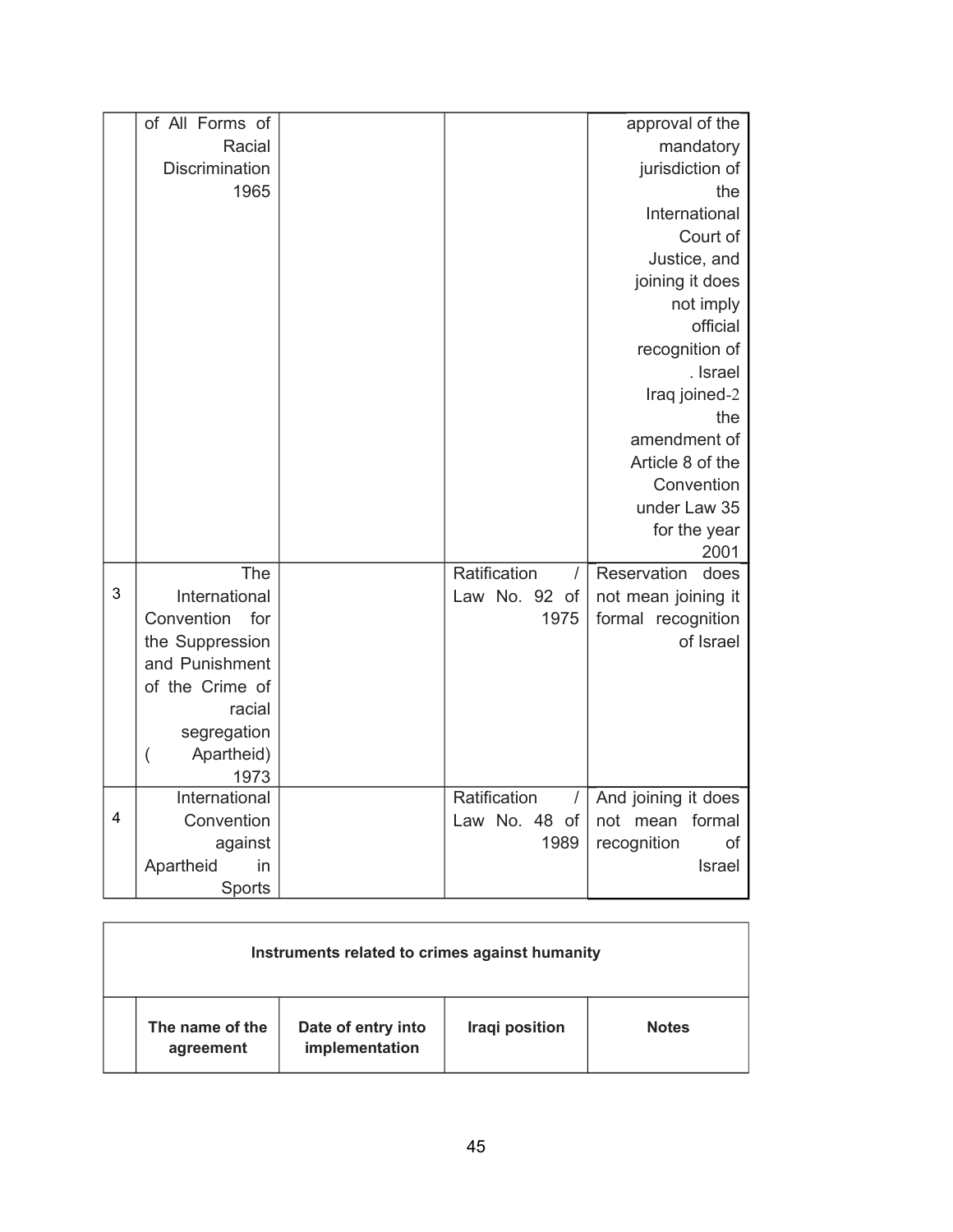| | | | | |
|---|---|---|---|---|
| | of All Forms of Racial Discrimination 1965 | | | approval of the mandatory jurisdiction of the International Court of Justice, and joining it does not imply official recognition of . Israel Iraq joined-2 the amendment of Article 8 of the Convention under Law 35 for the year 2001 |
| 3 | The International Convention for the Suppression and Punishment of the Crime of racial segregation ( Apartheid) 1973 | | Ratification / Law No. 92 of 1975 | Reservation does not mean joining it formal recognition of Israel |
| 4 | International Convention against Apartheid in Sports | | Ratification / Law No. 48 of 1989 | And joining it does not mean formal recognition of Israel |

**Instruments related to crimes against humanity**

| | The name of the agreement | Date of entry into implementation | Iraqi position | Notes |
|---|---|---|---|---|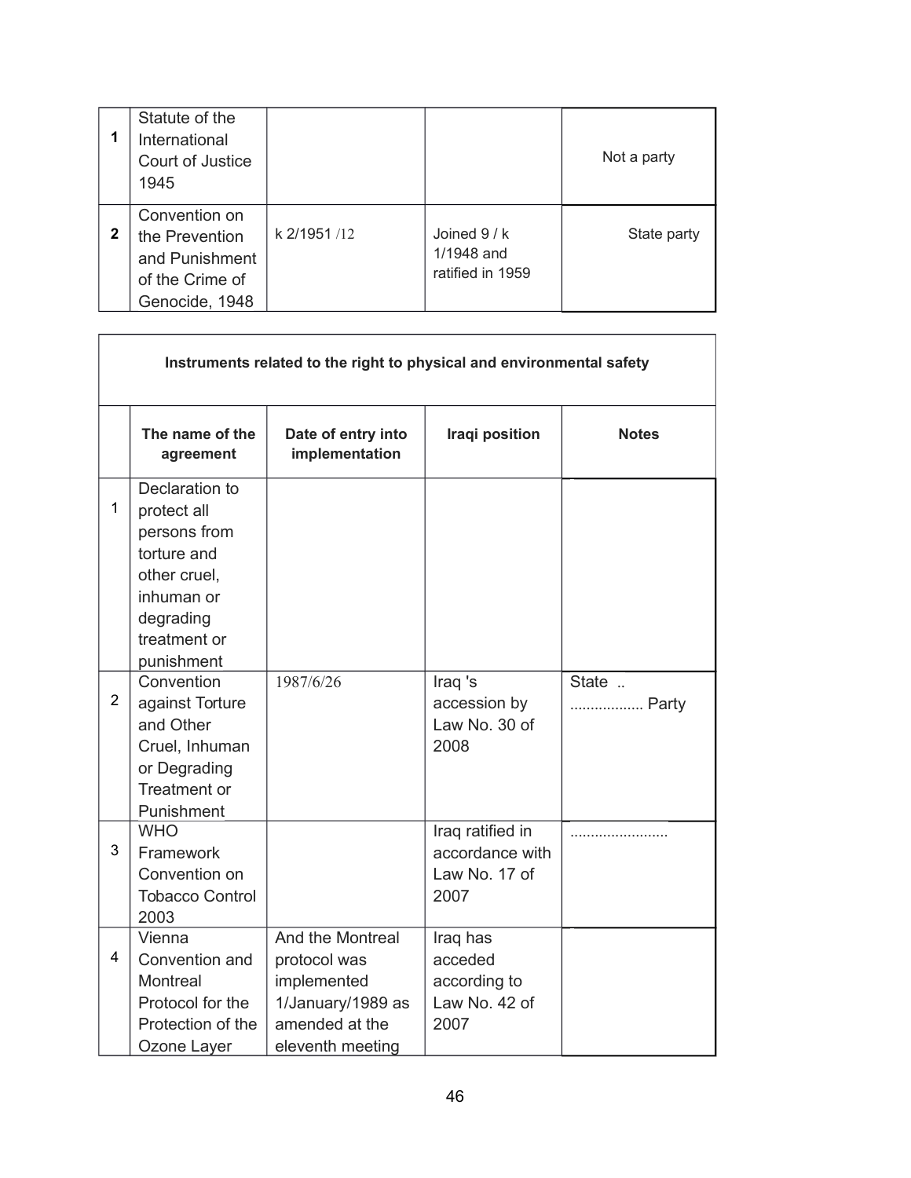| | | | | |
|---|---|---|---|---|
| **1** | Statute of the International Court of Justice 1945 | | | Not a party |
| **2** | Convention on the Prevention and Punishment of the Crime of Genocide, 1948 | k 2/1951 /12 | Joined 9 / k 1/1948 and ratified in 1959 | State party |

| Instruments related to the right to physical and environmental safety | | | | |
|---|---|---|---|---|
| | **The name of the agreement** | **Date of entry into implementation** | **Iraqi position** | **Notes** |
| 1 | Declaration to protect all persons from torture and other cruel, inhuman or degrading treatment or punishment | | | |
| 2 | Convention against Torture and Other Cruel, Inhuman or Degrading Treatment or Punishment | 1987/6/26 | Iraq 's accession by Law No. 30 of 2008 | State .. ................. Party |
| 3 | WHO Framework Convention on Tobacco Control 2003 | | Iraq ratified in accordance with Law No. 17 of 2007 | ....................... |
| 4 | Vienna Convention and Montreal Protocol for the Protection of the Ozone Layer | And the Montreal protocol was implemented 1/January/1989 as amended at the eleventh meeting | Iraq has acceded according to Law No. 42 of 2007 | |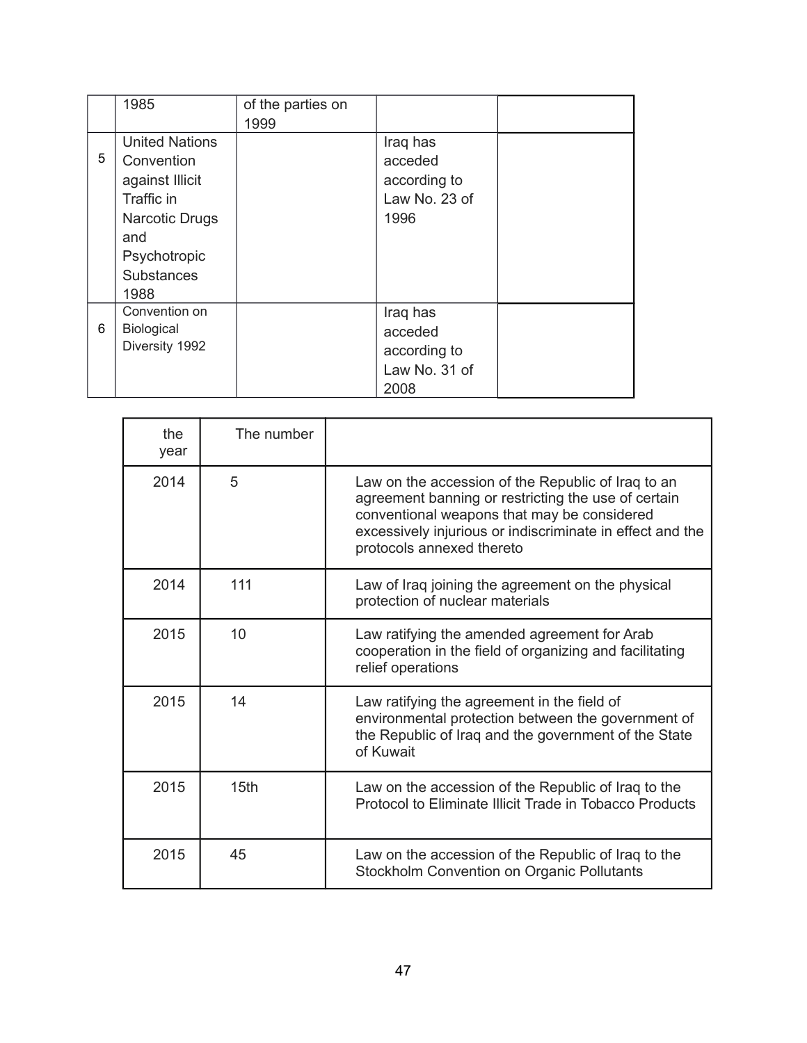|  | 1985 | of the parties on 1999 |  |  |
|---|---|---|---|---|
| 5 | United Nations Convention against Illicit Traffic in Narcotic Drugs and Psychotropic Substances 1988 |  | Iraq has acceded according to Law No. 23 of 1996 |  |
| 6 | Convention on Biological Diversity 1992 |  | Iraq has acceded according to Law No. 31 of 2008 |  |

| the year | The number |  |
|---|---|---|
| 2014 | 5 | Law on the accession of the Republic of Iraq to an agreement banning or restricting the use of certain conventional weapons that may be considered excessively injurious or indiscriminate in effect and the protocols annexed thereto |
| 2014 | 111 | Law of Iraq joining the agreement on the physical protection of nuclear materials |
| 2015 | 10 | Law ratifying the amended agreement for Arab cooperation in the field of organizing and facilitating relief operations |
| 2015 | 14 | Law ratifying the agreement in the field of environmental protection between the government of the Republic of Iraq and the government of the State of Kuwait |
| 2015 | 15th | Law on the accession of the Republic of Iraq to the Protocol to Eliminate Illicit Trade in Tobacco Products |
| 2015 | 45 | Law on the accession of the Republic of Iraq to the Stockholm Convention on Organic Pollutants |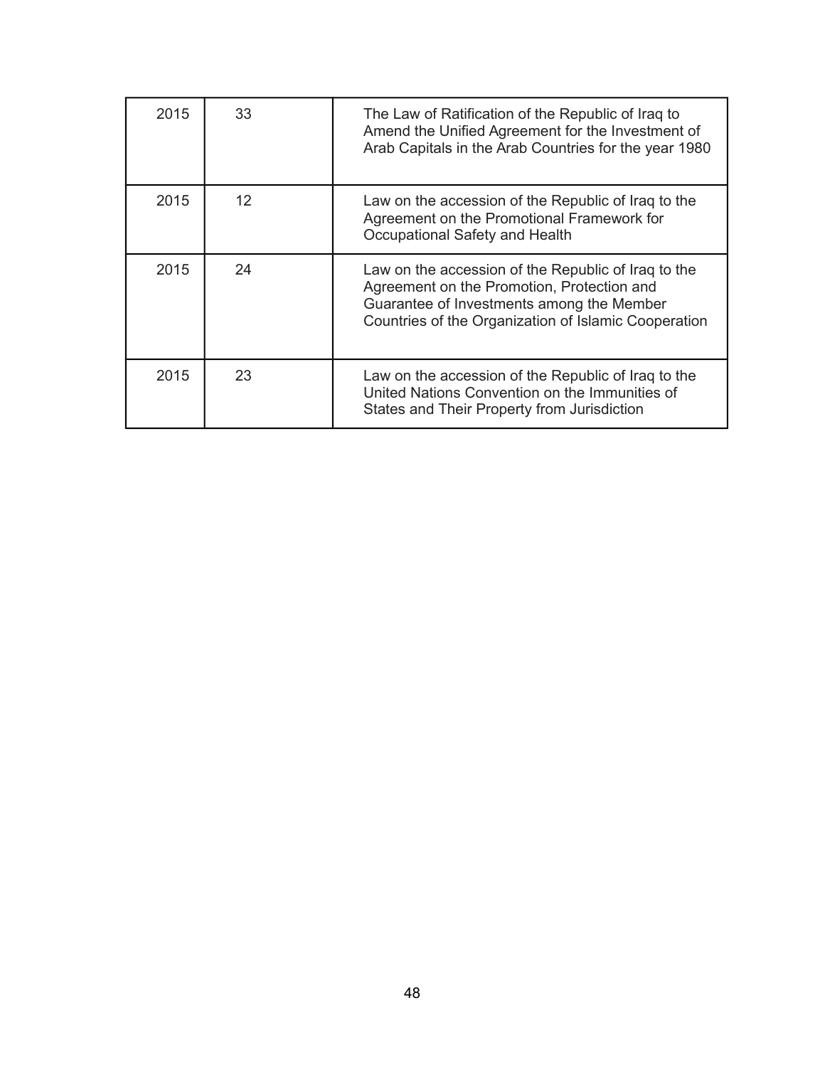| | | |
|---|---|---|
| 2015 | 33 | The Law of Ratification of the Republic of Iraq to Amend the Unified Agreement for the Investment of Arab Capitals in the Arab Countries for the year 1980 |
| 2015 | 12 | Law on the accession of the Republic of Iraq to the Agreement on the Promotional Framework for Occupational Safety and Health |
| 2015 | 24 | Law on the accession of the Republic of Iraq to the Agreement on the Promotion, Protection and Guarantee of Investments among the Member Countries of the Organization of Islamic Cooperation |
| 2015 | 23 | Law on the accession of the Republic of Iraq to the United Nations Convention on the Immunities of States and Their Property from Jurisdiction |